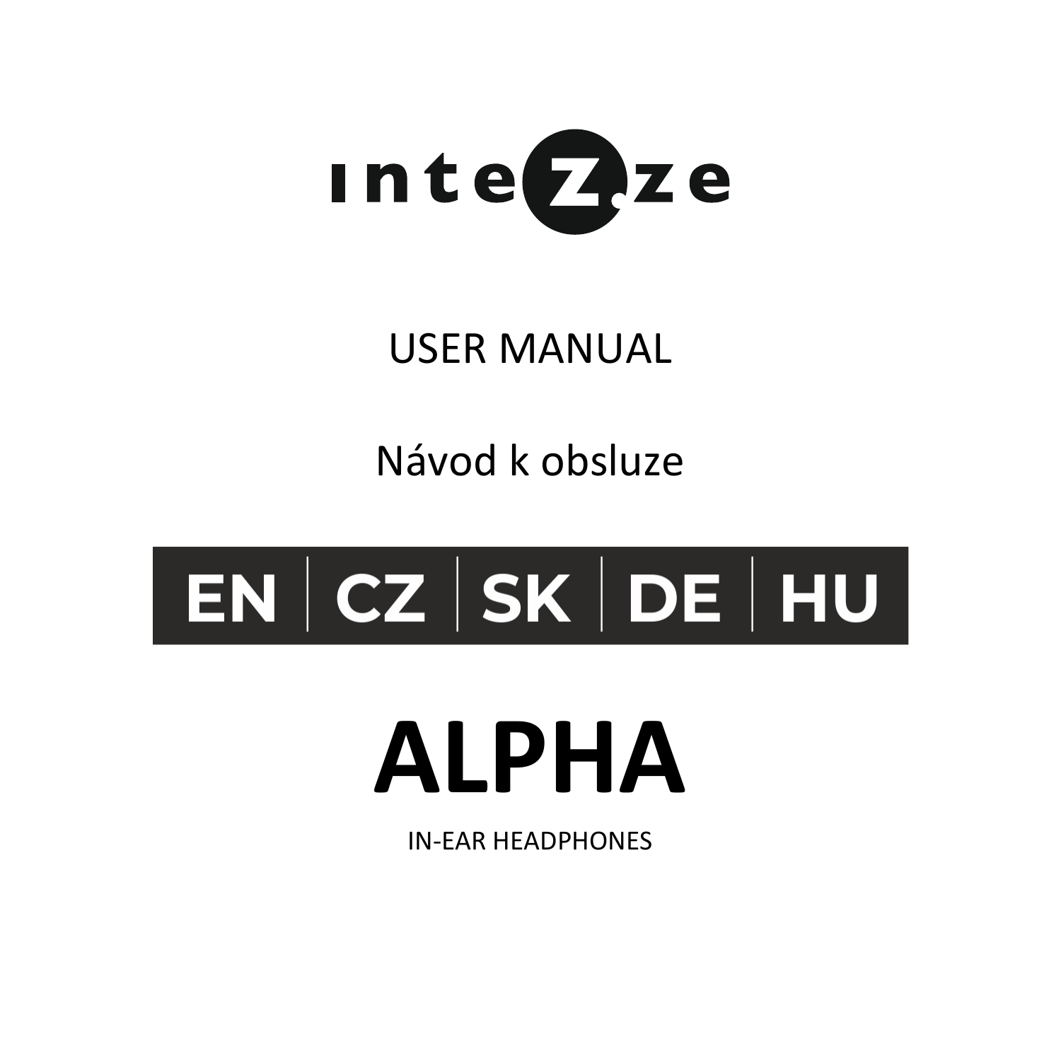inteZ.ze

USER MANUAL

Návod k obsluze

EN | CZ | SK | DE | HU

# ALPHA

IN-EAR HEADPHONES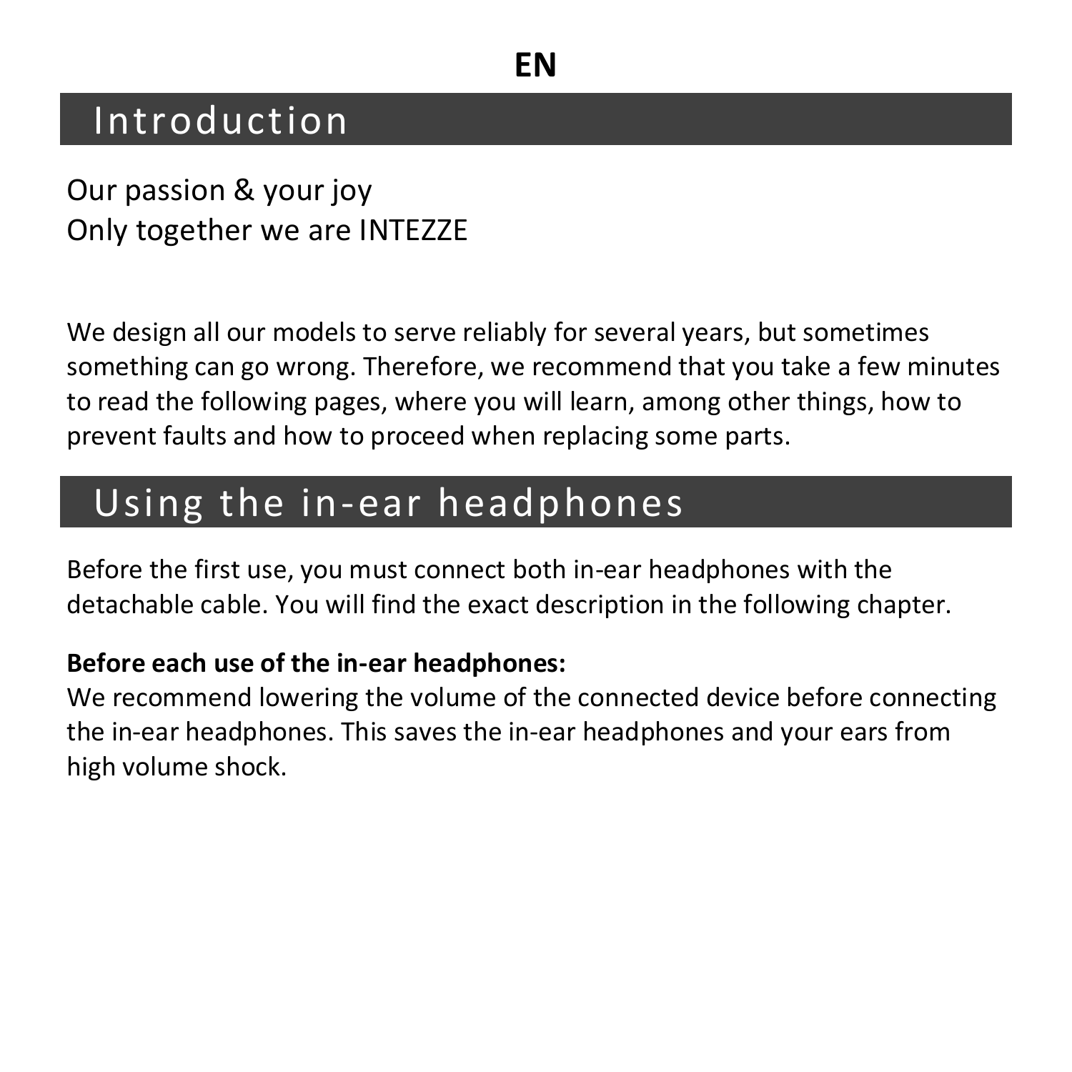EN

## Introduction

Our passion & your joy
Only together we are INTEZZE

We design all our models to serve reliably for several years, but sometimes something can go wrong. Therefore, we recommend that you take a few minutes to read the following pages, where you will learn, among other things, how to prevent faults and how to proceed when replacing some parts.

## Using the in-ear headphones

Before the first use, you must connect both in-ear headphones with the detachable cable. You will find the exact description in the following chapter.

**Before each use of the in-ear headphones:**
We recommend lowering the volume of the connected device before connecting the in-ear headphones. This saves the in-ear headphones and your ears from high volume shock.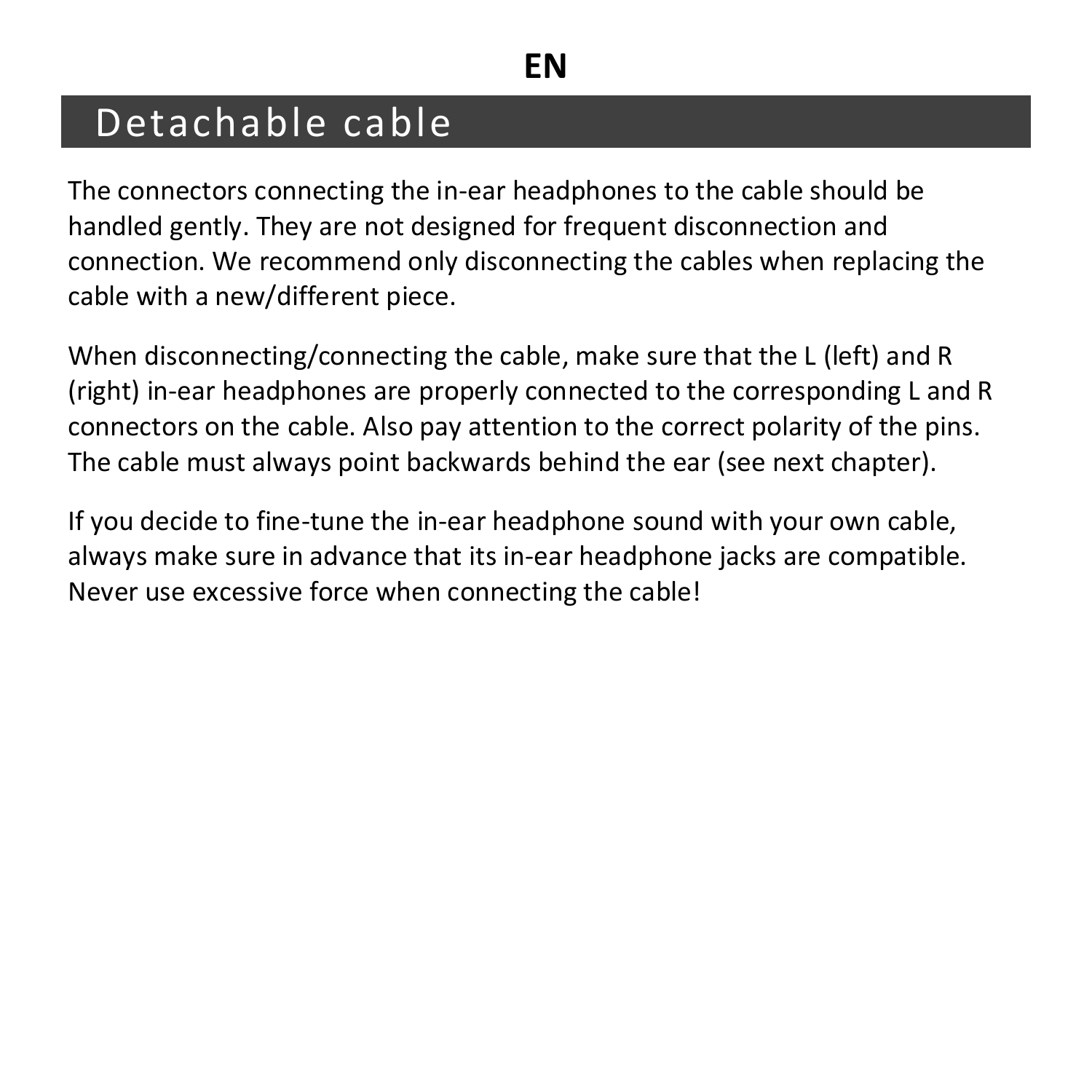## Detachable cable

The connectors connecting the in-ear headphones to the cable should be handled gently. They are not designed for frequent disconnection and connection. We recommend only disconnecting the cables when replacing the cable with a new/different piece.

When disconnecting/connecting the cable, make sure that the L (left) and R (right) in-ear headphones are properly connected to the corresponding L and R connectors on the cable. Also pay attention to the correct polarity of the pins. The cable must always point backwards behind the ear (see next chapter).

If you decide to fine-tune the in-ear headphone sound with your own cable, always make sure in advance that its in-ear headphone jacks are compatible. Never use excessive force when connecting the cable!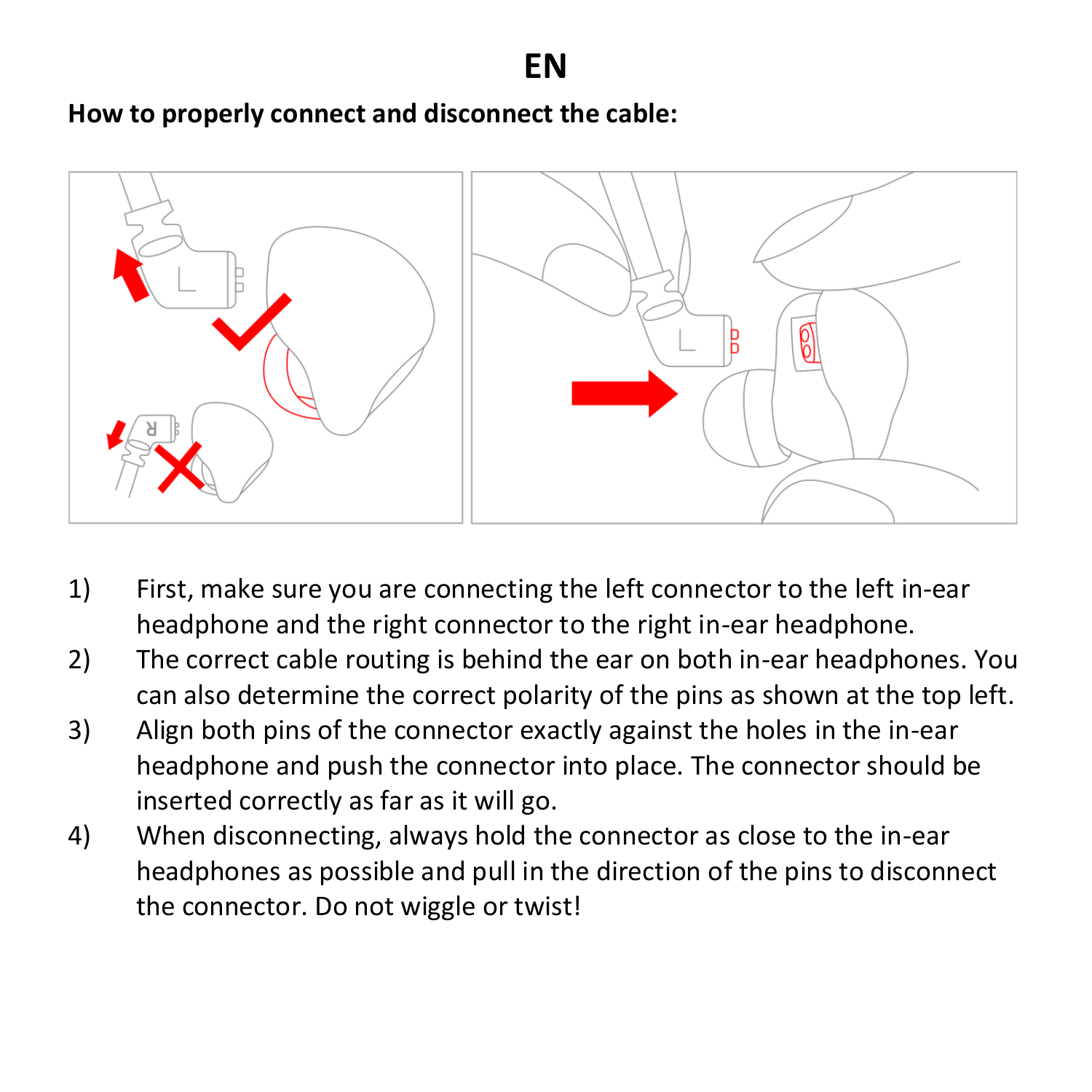# EN

**How to properly connect and disconnect the cable:**

1) First, make sure you are connecting the left connector to the left in-ear headphone and the right connector to the right in-ear headphone.
2) The correct cable routing is behind the ear on both in-ear headphones. You can also determine the correct polarity of the pins as shown at the top left.
3) Align both pins of the connector exactly against the holes in the in-ear headphone and push the connector into place. The connector should be inserted correctly as far as it will go.
4) When disconnecting, always hold the connector as close to the in-ear headphones as possible and pull in the direction of the pins to disconnect the connector. Do not wiggle or twist!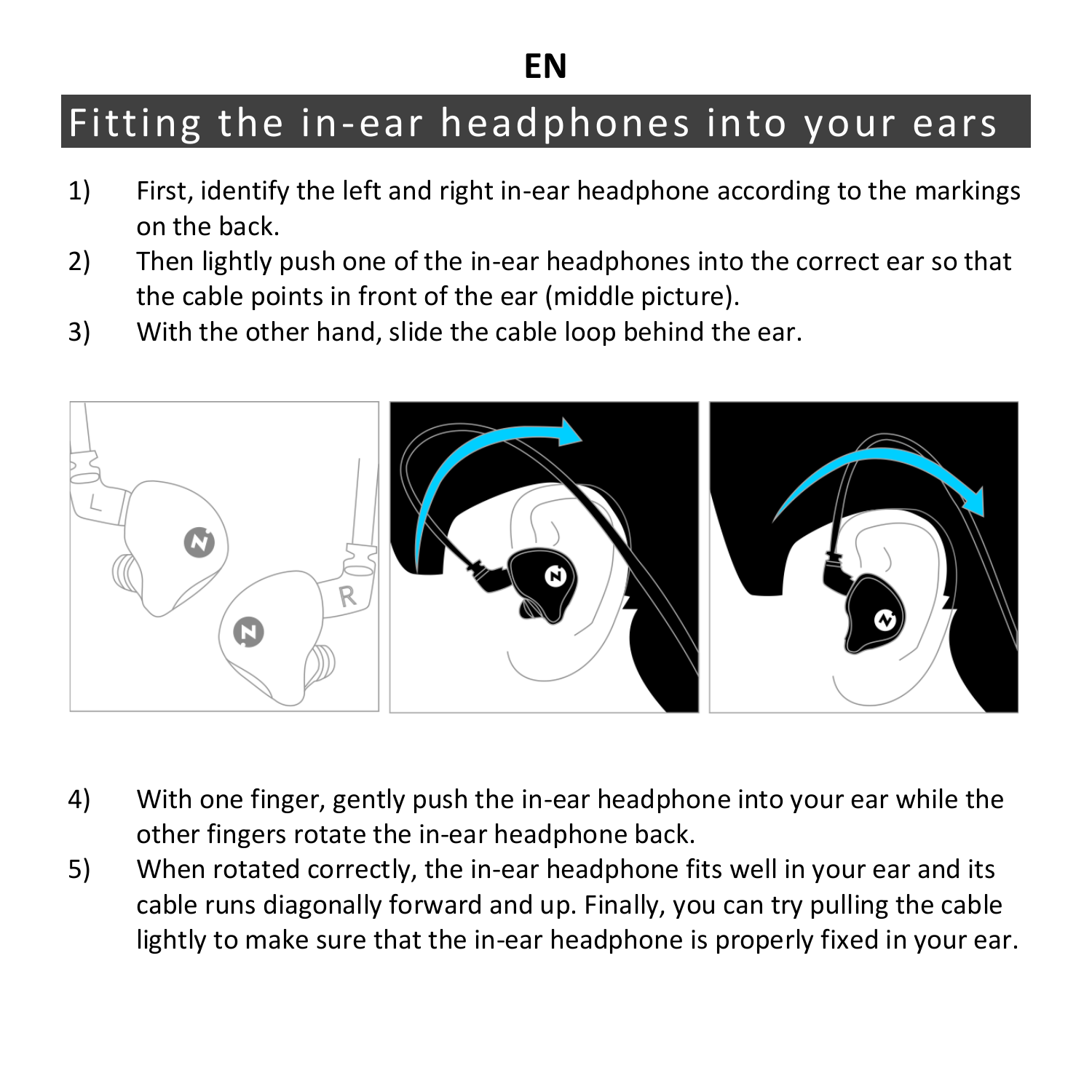**EN**

# Fitting the in-ear headphones into your ears

1) First, identify the left and right in-ear headphone according to the markings on the back.
2) Then lightly push one of the in-ear headphones into the correct ear so that the cable points in front of the ear (middle picture).
3) With the other hand, slide the cable loop behind the ear.

4) With one finger, gently push the in-ear headphone into your ear while the other fingers rotate the in-ear headphone back.
5) When rotated correctly, the in-ear headphone fits well in your ear and its cable runs diagonally forward and up. Finally, you can try pulling the cable lightly to make sure that the in-ear headphone is properly fixed in your ear.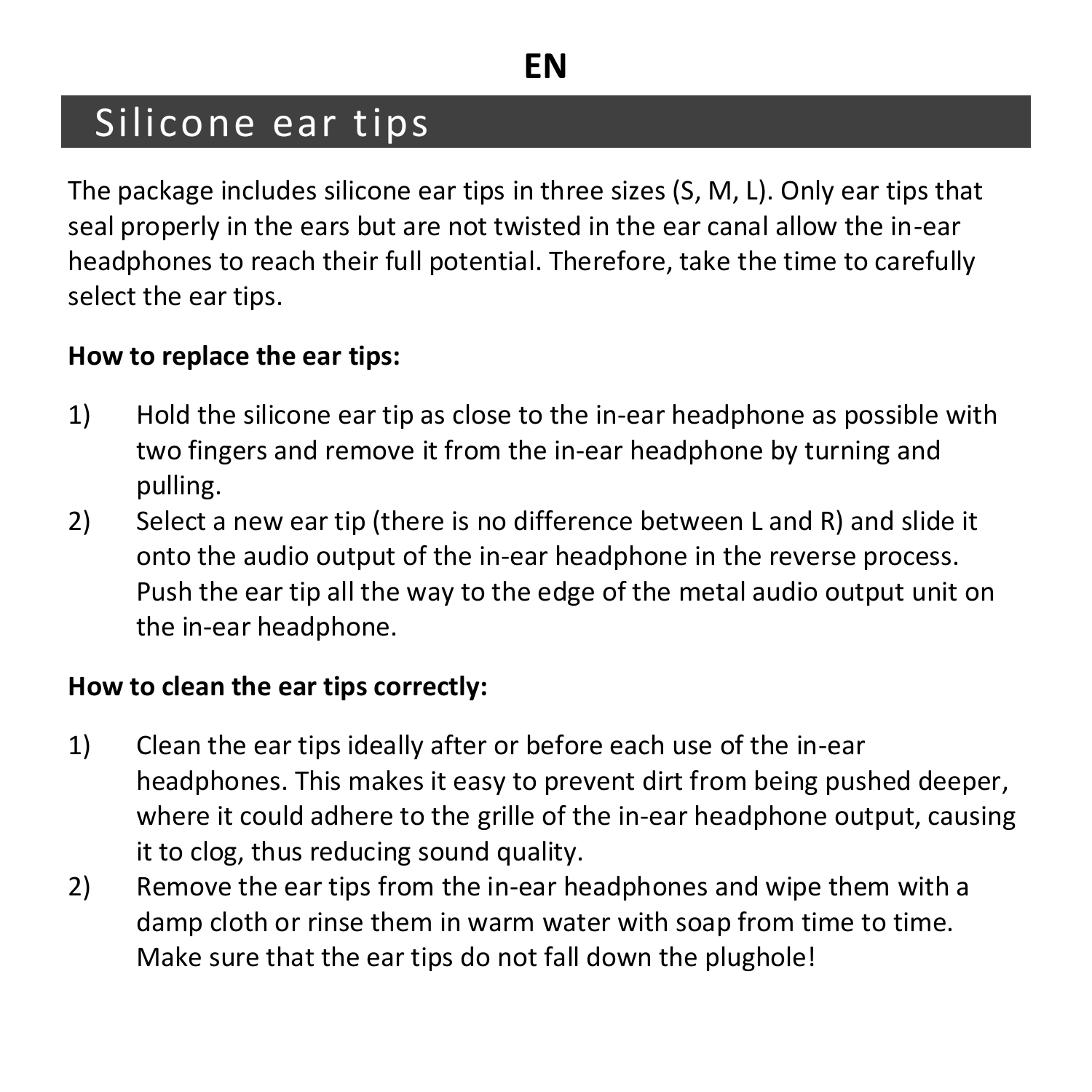EN

# Silicone ear tips

The package includes silicone ear tips in three sizes (S, M, L). Only ear tips that seal properly in the ears but are not twisted in the ear canal allow the in-ear headphones to reach their full potential. Therefore, take the time to carefully select the ear tips.

**How to replace the ear tips:**

1) Hold the silicone ear tip as close to the in-ear headphone as possible with two fingers and remove it from the in-ear headphone by turning and pulling.
2) Select a new ear tip (there is no difference between L and R) and slide it onto the audio output of the in-ear headphone in the reverse process. Push the ear tip all the way to the edge of the metal audio output unit on the in-ear headphone.

**How to clean the ear tips correctly:**

1) Clean the ear tips ideally after or before each use of the in-ear headphones. This makes it easy to prevent dirt from being pushed deeper, where it could adhere to the grille of the in-ear headphone output, causing it to clog, thus reducing sound quality.
2) Remove the ear tips from the in-ear headphones and wipe them with a damp cloth or rinse them in warm water with soap from time to time. Make sure that the ear tips do not fall down the plughole!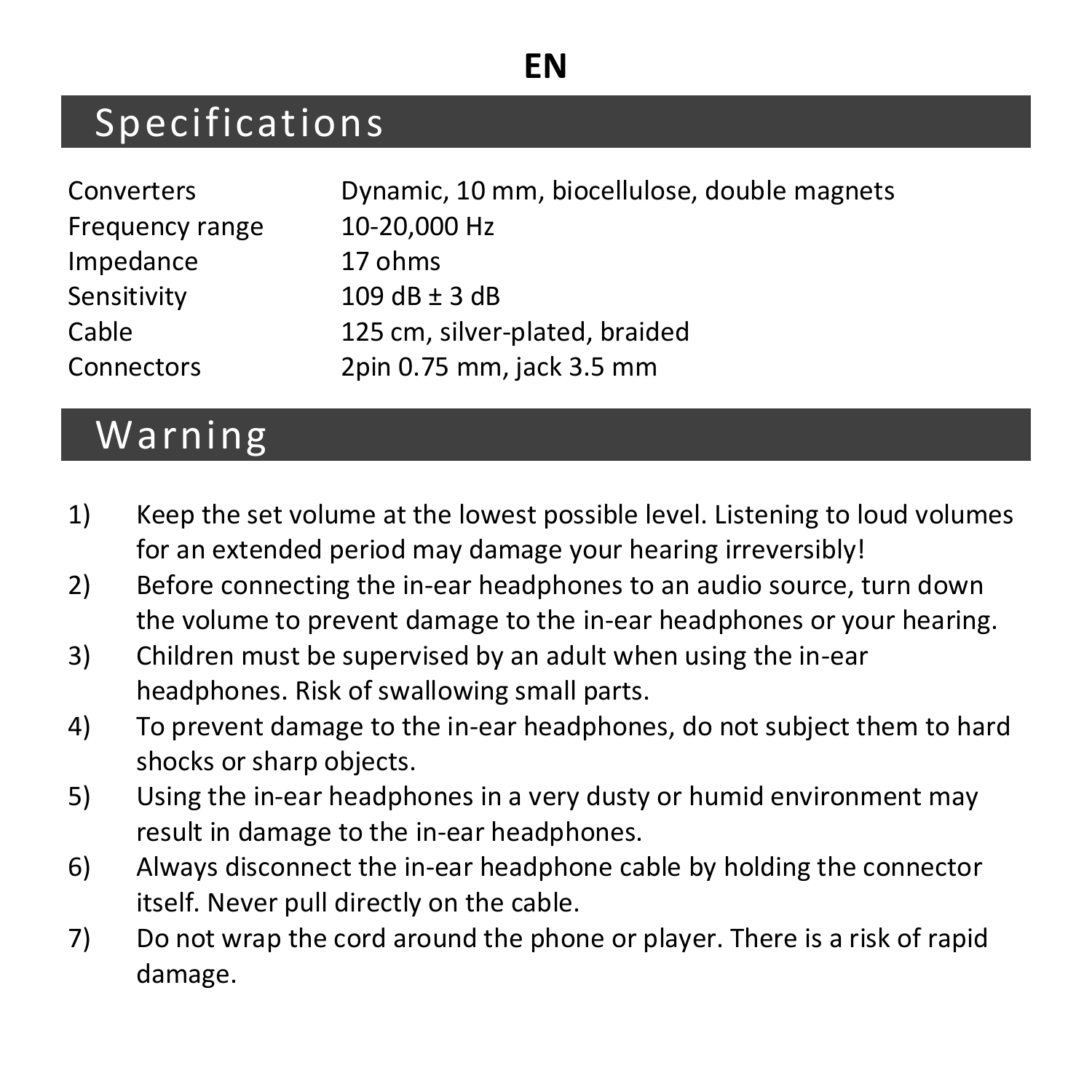**EN**

## Specifications

| | |
|---|---|
| Converters | Dynamic, 10 mm, biocellulose, double magnets |
| Frequency range | 10-20,000 Hz |
| Impedance | 17 ohms |
| Sensitivity | 109 dB ± 3 dB |
| Cable | 125 cm, silver-plated, braided |
| Connectors | 2pin 0.75 mm, jack 3.5 mm |

## Warning

1) Keep the set volume at the lowest possible level. Listening to loud volumes for an extended period may damage your hearing irreversibly!
2) Before connecting the in-ear headphones to an audio source, turn down the volume to prevent damage to the in-ear headphones or your hearing.
3) Children must be supervised by an adult when using the in-ear headphones. Risk of swallowing small parts.
4) To prevent damage to the in-ear headphones, do not subject them to hard shocks or sharp objects.
5) Using the in-ear headphones in a very dusty or humid environment may result in damage to the in-ear headphones.
6) Always disconnect the in-ear headphone cable by holding the connector itself. Never pull directly on the cable.
7) Do not wrap the cord around the phone or player. There is a risk of rapid damage.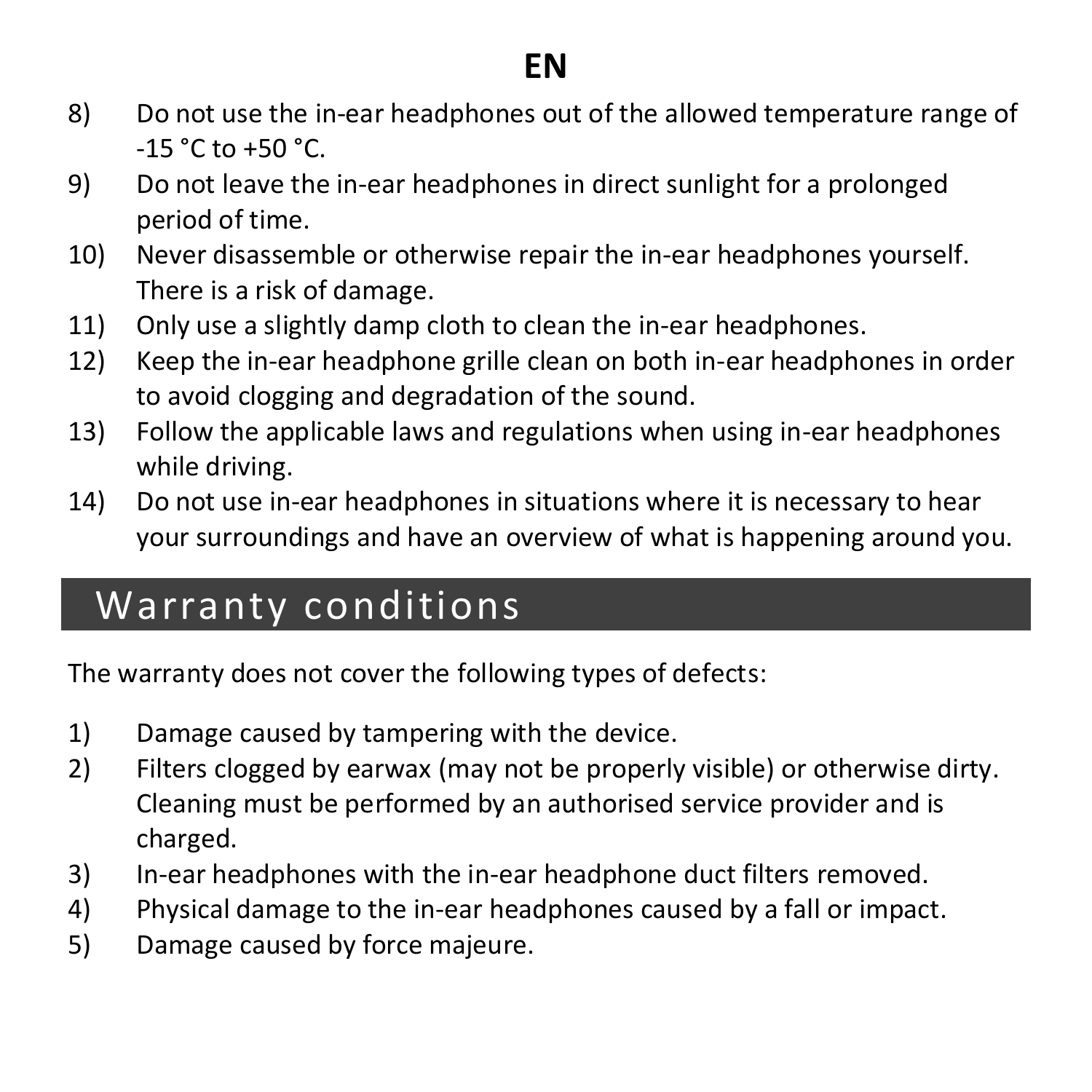8) Do not use the in-ear headphones out of the allowed temperature range of -15 °C to +50 °C.
9) Do not leave the in-ear headphones in direct sunlight for a prolonged period of time.
10) Never disassemble or otherwise repair the in-ear headphones yourself. There is a risk of damage.
11) Only use a slightly damp cloth to clean the in-ear headphones.
12) Keep the in-ear headphone grille clean on both in-ear headphones in order to avoid clogging and degradation of the sound.
13) Follow the applicable laws and regulations when using in-ear headphones while driving.
14) Do not use in-ear headphones in situations where it is necessary to hear your surroundings and have an overview of what is happening around you.

## Warranty conditions

The warranty does not cover the following types of defects:

1) Damage caused by tampering with the device.
2) Filters clogged by earwax (may not be properly visible) or otherwise dirty. Cleaning must be performed by an authorised service provider and is charged.
3) In-ear headphones with the in-ear headphone duct filters removed.
4) Physical damage to the in-ear headphones caused by a fall or impact.
5) Damage caused by force majeure.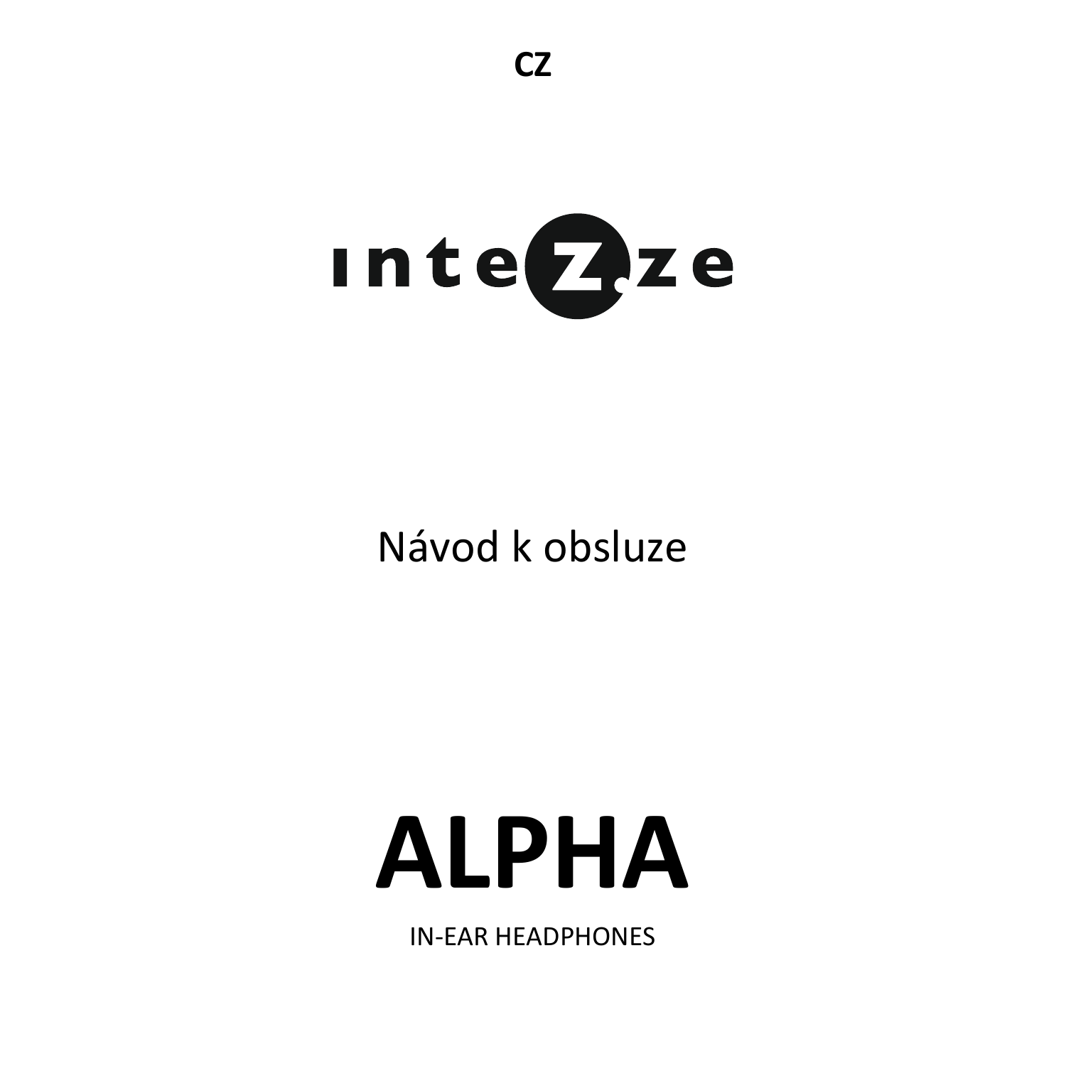**CZ**

intezze

Návod k obsluze

# ALPHA

IN-EAR HEADPHONES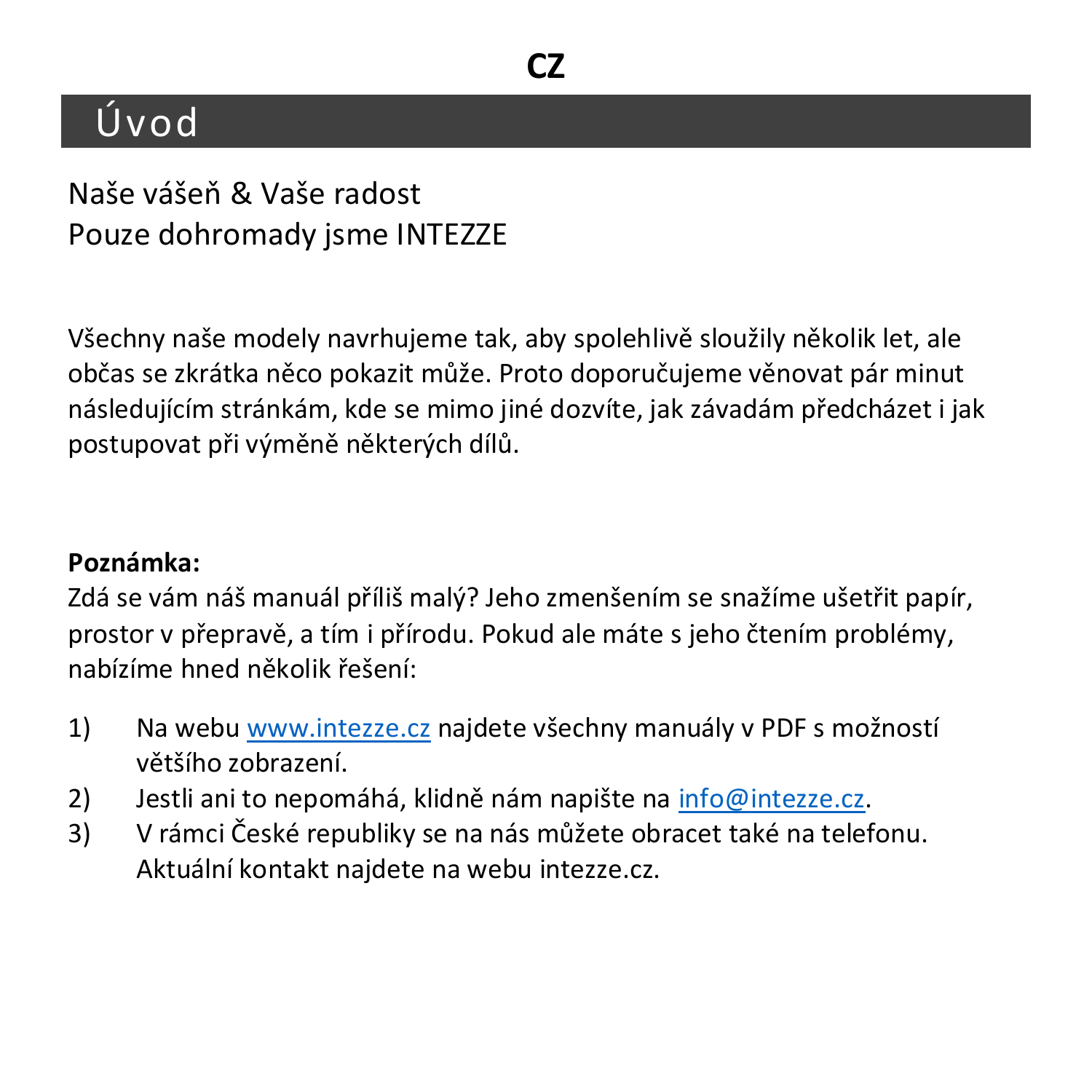**CZ**

# Úvod

Naše vášeň & Vaše radost
Pouze dohromady jsme INTEZZE

Všechny naše modely navrhujeme tak, aby spolehlivě sloužily několik let, ale občas se zkrátka něco pokazit může. Proto doporučujeme věnovat pár minut následujícím stránkám, kde se mimo jiné dozvíte, jak závadám předcházet i jak postupovat při výměně některých dílů.

**Poznámka:**
Zdá se vám náš manuál příliš malý? Jeho zmenšením se snažíme ušetřit papír, prostor v přepravě, a tím i přírodu. Pokud ale máte s jeho čtením problémy, nabízíme hned několik řešení:

1) Na webu www.intezze.cz najdete všechny manuály v PDF s možností většího zobrazení.
2) Jestli ani to nepomáhá, klidně nám napište na info@intezze.cz.
3) V rámci České republiky se na nás můžete obracet také na telefonu. Aktuální kontakt najdete na webu intezze.cz.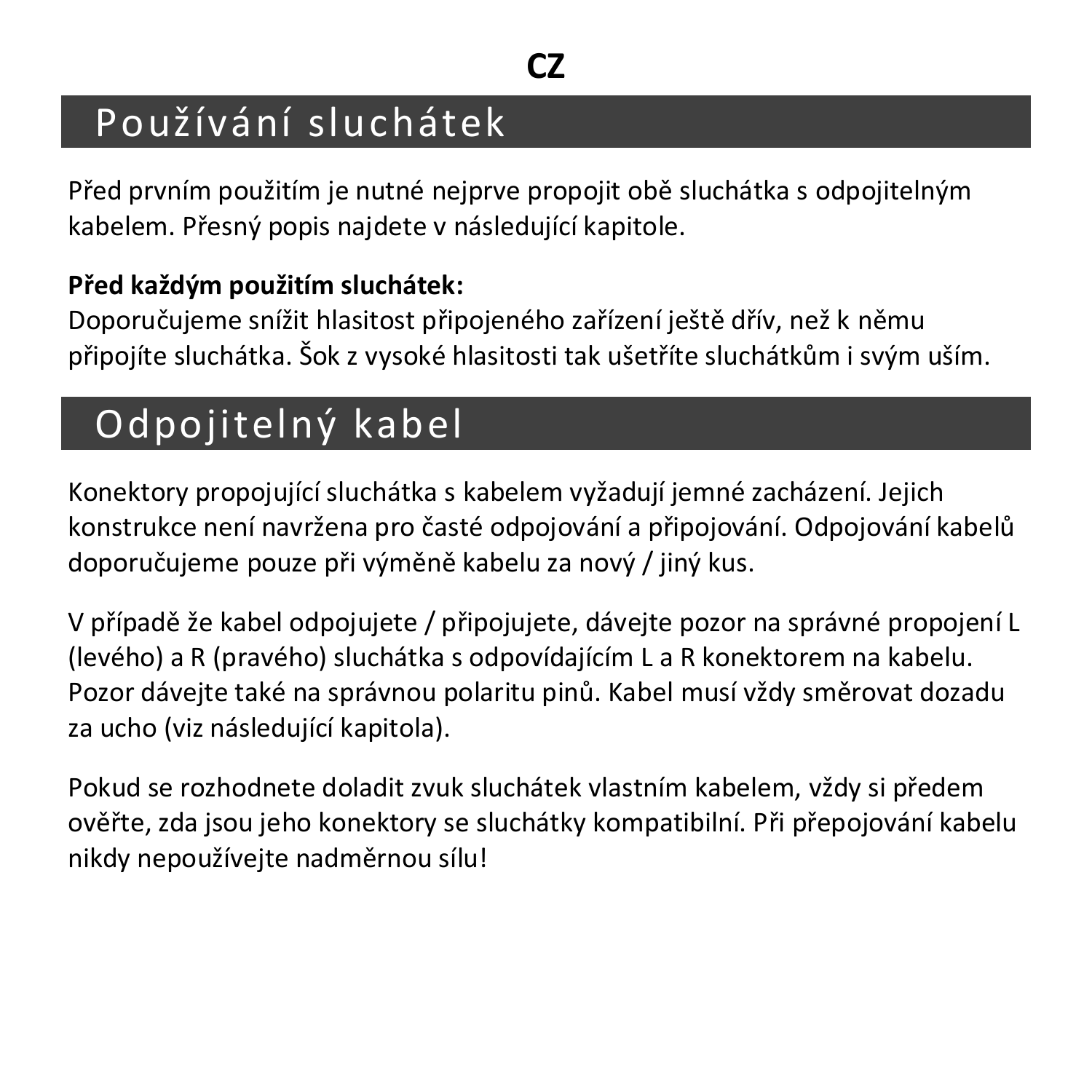**CZ**

## Používání sluchátek

Před prvním použitím je nutné nejprve propojit obě sluchátka s odpojitelným kabelem. Přesný popis najdete v následující kapitole.

**Před každým použitím sluchátek:**
Doporučujeme snížit hlasitost připojeného zařízení ještě dřív, než k němu připojíte sluchátka. Šok z vysoké hlasitosti tak ušetříte sluchátkům i svým uším.

## Odpojitelný kabel

Konektory propojující sluchátka s kabelem vyžadují jemné zacházení. Jejich konstrukce není navržena pro časté odpojování a připojování. Odpojování kabelů doporučujeme pouze při výměně kabelu za nový / jiný kus.

V případě že kabel odpojujete / připojujete, dávejte pozor na správné propojení L (levého) a R (pravého) sluchátka s odpovídajícím L a R konektorem na kabelu. Pozor dávejte také na správnou polaritu pinů. Kabel musí vždy směrovat dozadu za ucho (viz následující kapitola).

Pokud se rozhodnete doladit zvuk sluchátek vlastním kabelem, vždy si předem ověřte, zda jsou jeho konektory se sluchátky kompatibilní. Při přepojování kabelu nikdy nepoužívejte nadměrnou sílu!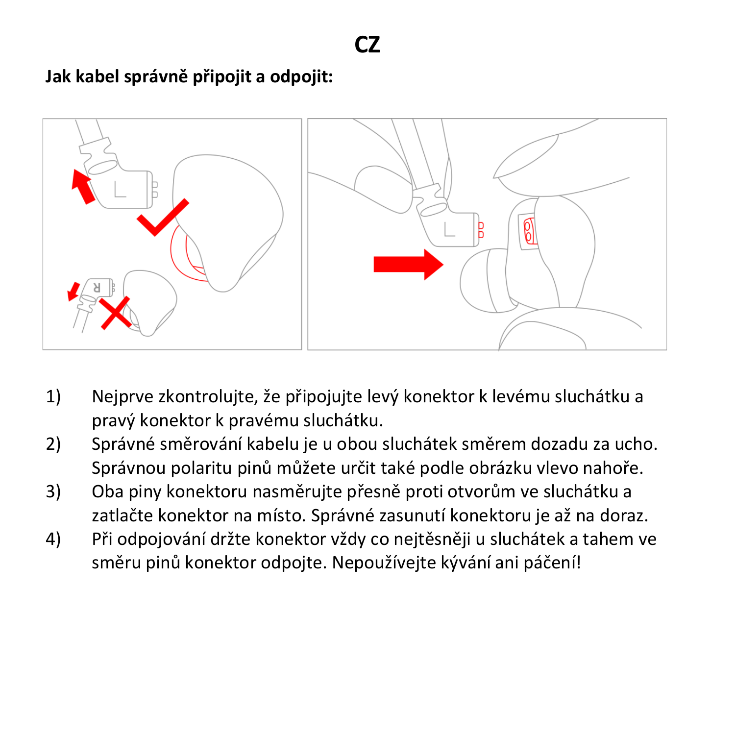# CZ

**Jak kabel správně připojit a odpojit:**

1) Nejprve zkontrolujte, že připojujte levý konektor k levému sluchátku a pravý konektor k pravému sluchátku.
2) Správné směrování kabelu je u obou sluchátek směrem dozadu za ucho. Správnou polaritu pinů můžete určit také podle obrázku vlevo nahoře.
3) Oba piny konektoru nasměrujte přesně proti otvorům ve sluchátku a zatlačte konektor na místo. Správné zasunutí konektoru je až na doraz.
4) Při odpojování držte konektor vždy co nejtěsněji u sluchátek a tahem ve směru pinů konektor odpojte. Nepoužívejte kývání ani páčení!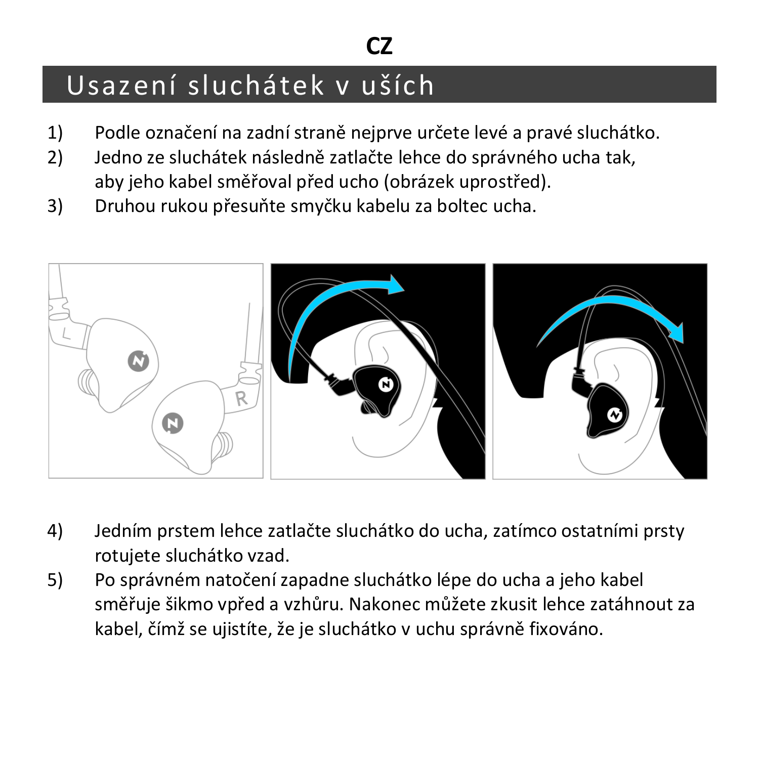CZ

# Usazení sluchátek v uších

1) Podle označení na zadní straně nejprve určete levé a pravé sluchátko.
2) Jedno ze sluchátek následně zatlačte lehce do správného ucha tak, aby jeho kabel směřoval před ucho (obrázek uprostřed).
3) Druhou rukou přesuňte smyčku kabelu za boltec ucha.

4) Jedním prstem lehce zatlačte sluchátko do ucha, zatímco ostatními prsty rotujete sluchátko vzad.
5) Po správném natočení zapadne sluchátko lépe do ucha a jeho kabel směřuje šikmo vpřed a vzhůru. Nakonec můžete zkusit lehce zatáhnout za kabel, čímž se ujistíte, že je sluchátko v uchu správně fixováno.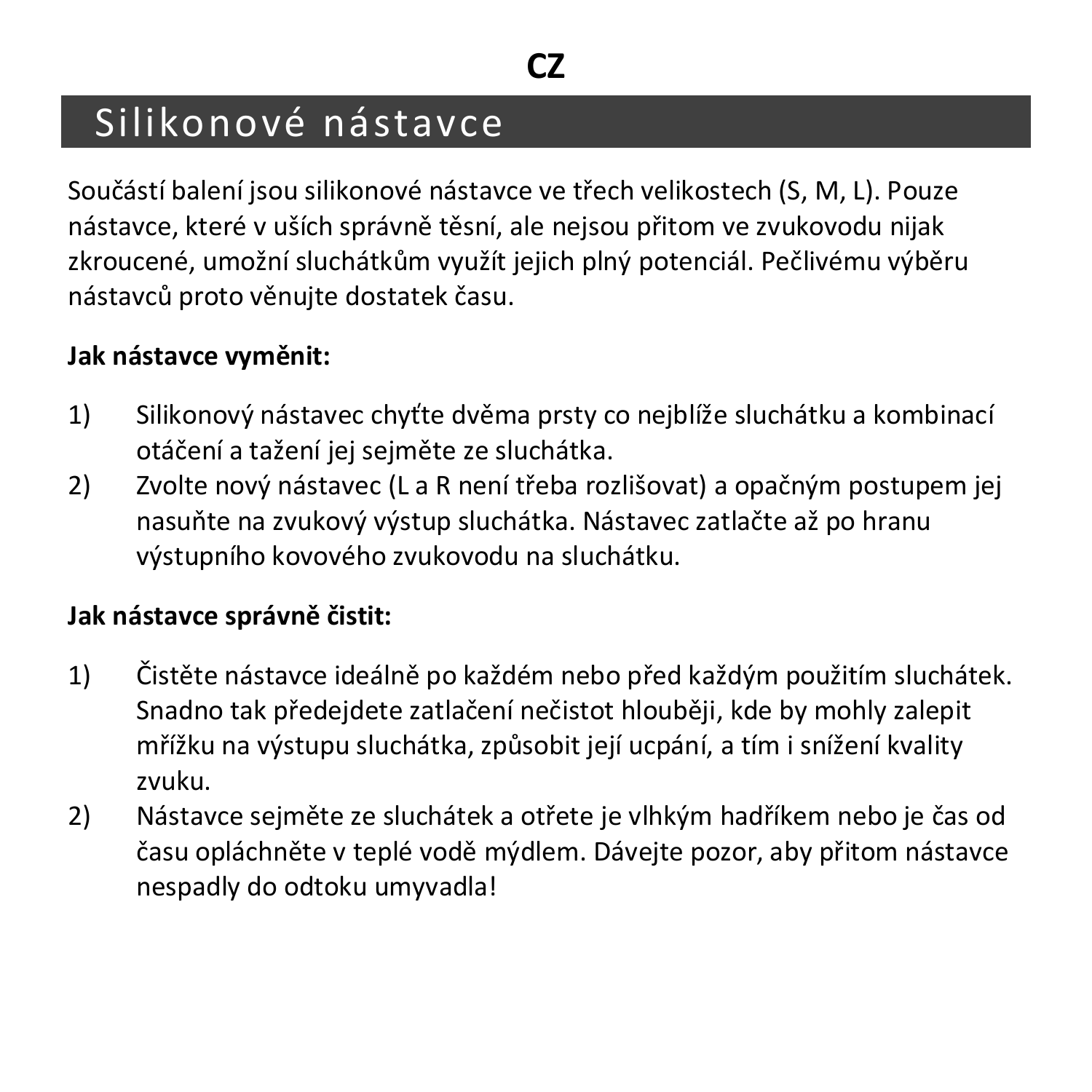**CZ**

# Silikonové nástavce

Součástí balení jsou silikonové nástavce ve třech velikostech (S, M, L). Pouze nástavce, které v uších správně těsní, ale nejsou přitom ve zvukovodu nijak zkroucené, umožní sluchátkům využít jejich plný potenciál. Pečlivému výběru nástavců proto věnujte dostatek času.

**Jak nástavce vyměnit:**

1) Silikonový nástavec chyťte dvěma prsty co nejblíže sluchátku a kombinací otáčení a tažení jej sejměte ze sluchátka.
2) Zvolte nový nástavec (L a R není třeba rozlišovat) a opačným postupem jej nasuňte na zvukový výstup sluchátka. Nástavec zatlačte až po hranu výstupního kovového zvukovodu na sluchátku.

**Jak nástavce správně čistit:**

1) Čistěte nástavce ideálně po každém nebo před každým použitím sluchátek. Snadno tak předejdete zatlačení nečistot hlouběji, kde by mohly zalepit mřížku na výstupu sluchátka, způsobit její ucpání, a tím i snížení kvality zvuku.
2) Nástavce sejměte ze sluchátek a otřete je vlhkým hadříkem nebo je čas od času opláchněte v teplé vodě mýdlem. Dávejte pozor, aby přitom nástavce nespadly do odtoku umyvadla!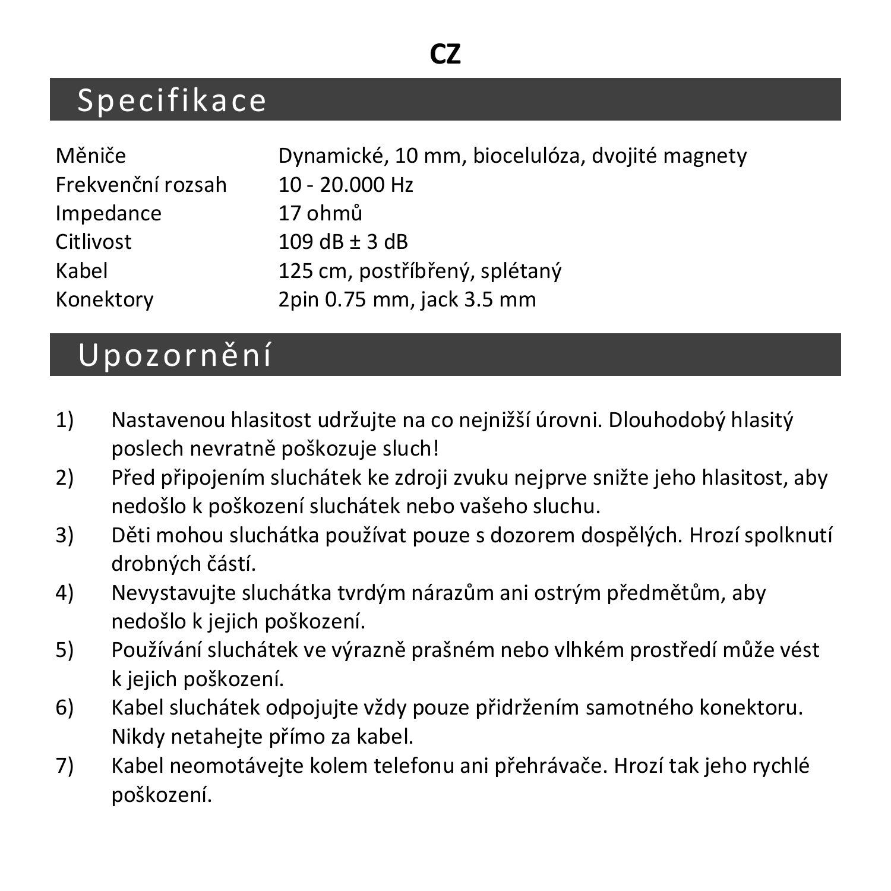**CZ**

## Specifikace

| | |
|---|---|
| Měniče | Dynamické, 10 mm, biocelulóza, dvojité magnety |
| Frekvenční rozsah | 10 - 20.000 Hz |
| Impedance | 17 ohmů |
| Citlivost | 109 dB ± 3 dB |
| Kabel | 125 cm, postříbřený, splétaný |
| Konektory | 2pin 0.75 mm, jack 3.5 mm |

## Upozornění

1) Nastavenou hlasitost udržujte na co nejnižší úrovni. Dlouhodobý hlasitý poslech nevratně poškozuje sluch!
2) Před připojením sluchátek ke zdroji zvuku nejprve snižte jeho hlasitost, aby nedošlo k poškození sluchátek nebo vašeho sluchu.
3) Děti mohou sluchátka používat pouze s dozorem dospělých. Hrozí spolknutí drobných částí.
4) Nevystavujte sluchátka tvrdým nárazům ani ostrým předmětům, aby nedošlo k jejich poškození.
5) Používání sluchátek ve výrazně prašném nebo vlhkém prostředí může vést k jejich poškození.
6) Kabel sluchátek odpojujte vždy pouze přidržením samotného konektoru. Nikdy netahejte přímo za kabel.
7) Kabel neomotávejte kolem telefonu ani přehrávače. Hrozí tak jeho rychlé poškození.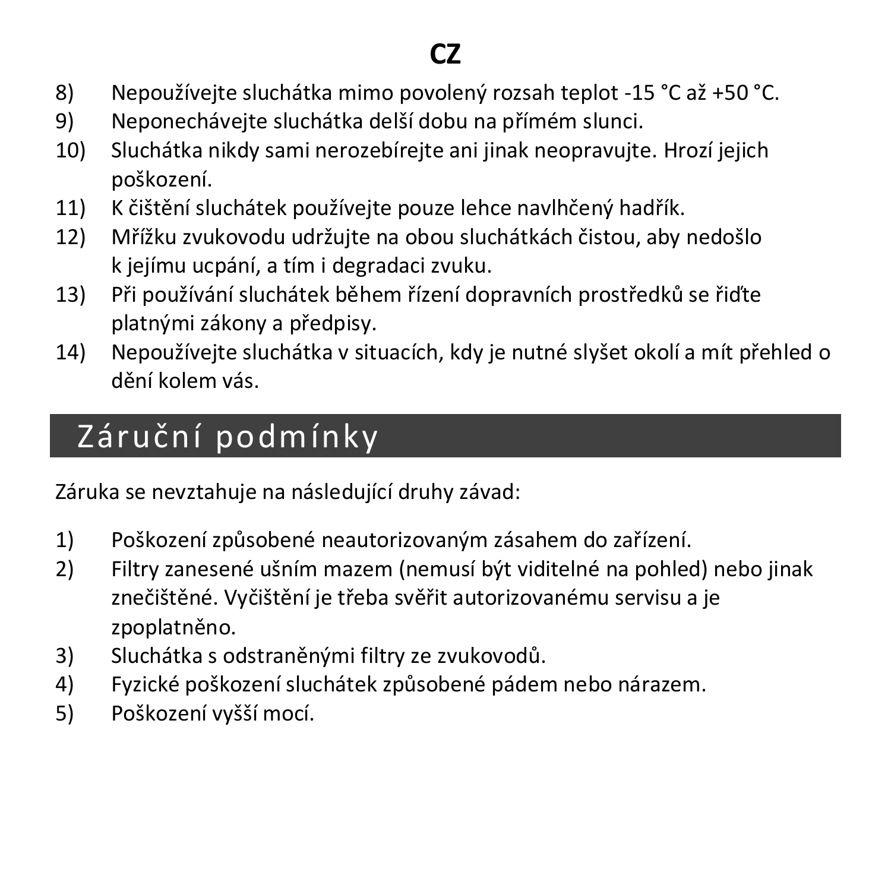8) Nepoužívejte sluchátka mimo povolený rozsah teplot -15 °C až +50 °C.
9) Neponechávejte sluchátka delší dobu na přímém slunci.
10) Sluchátka nikdy sami nerozebírejte ani jinak neopravujte. Hrozí jejich poškození.
11) K čištění sluchátek používejte pouze lehce navlhčený hadřík.
12) Mřížku zvukovodu udržujte na obou sluchátkách čistou, aby nedošlo k jejímu ucpání, a tím i degradaci zvuku.
13) Při používání sluchátek během řízení dopravních prostředků se řiďte platnými zákony a předpisy.
14) Nepoužívejte sluchátka v situacích, kdy je nutné slyšet okolí a mít přehled o dění kolem vás.

## Záruční podmínky

Záruka se nevztahuje na následující druhy závad:

1) Poškození způsobené neautorizovaným zásahem do zařízení.
2) Filtry zanesené ušním mazem (nemusí být viditelné na pohled) nebo jinak znečištěné. Vyčištění je třeba svěřit autorizovanému servisu a je zpoplatněno.
3) Sluchátka s odstraněnými filtry ze zvukovodů.
4) Fyzické poškození sluchátek způsobené pádem nebo nárazem.
5) Poškození vyšší mocí.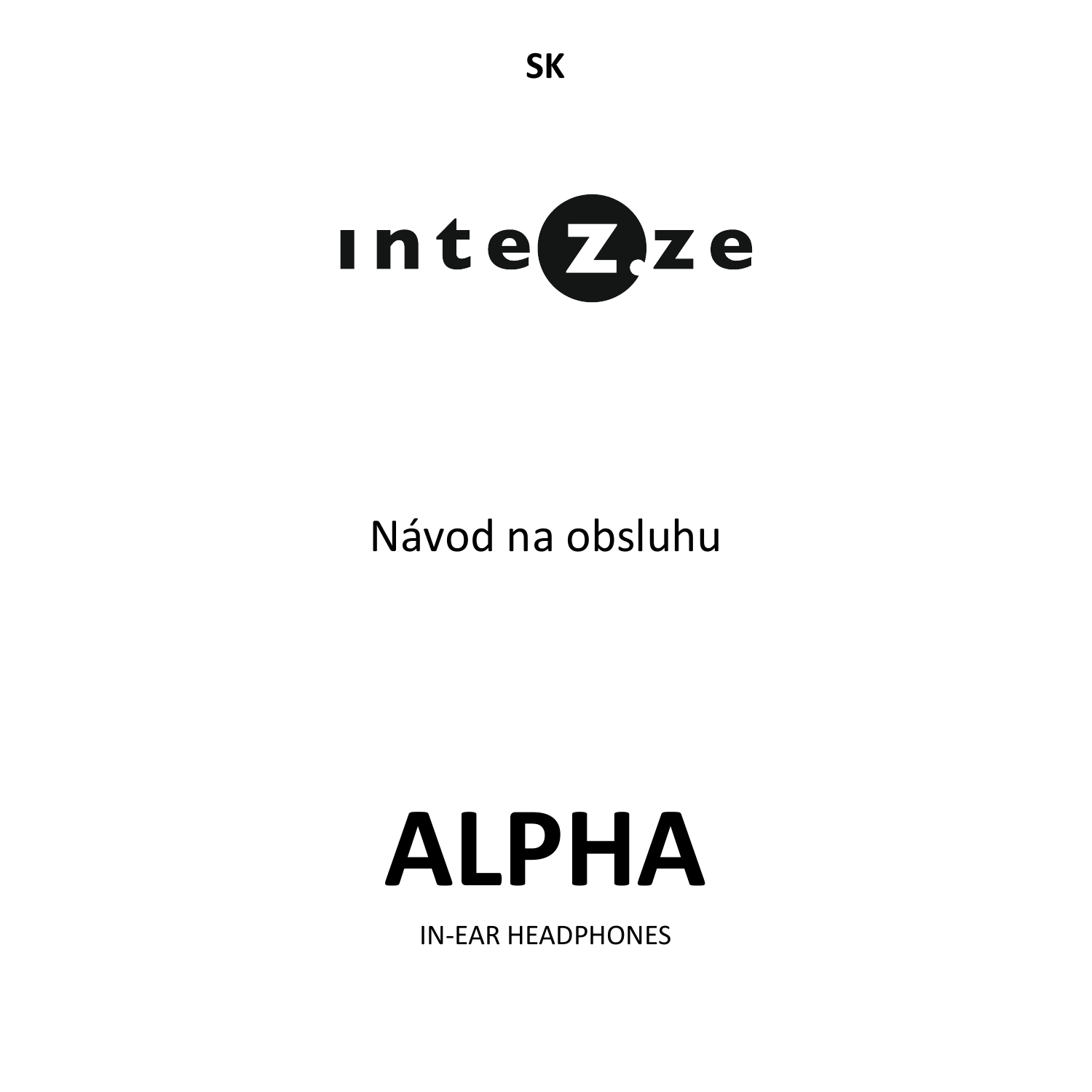**SK**

intezze

Návod na obsluhu

# ALPHA

IN-EAR HEADPHONES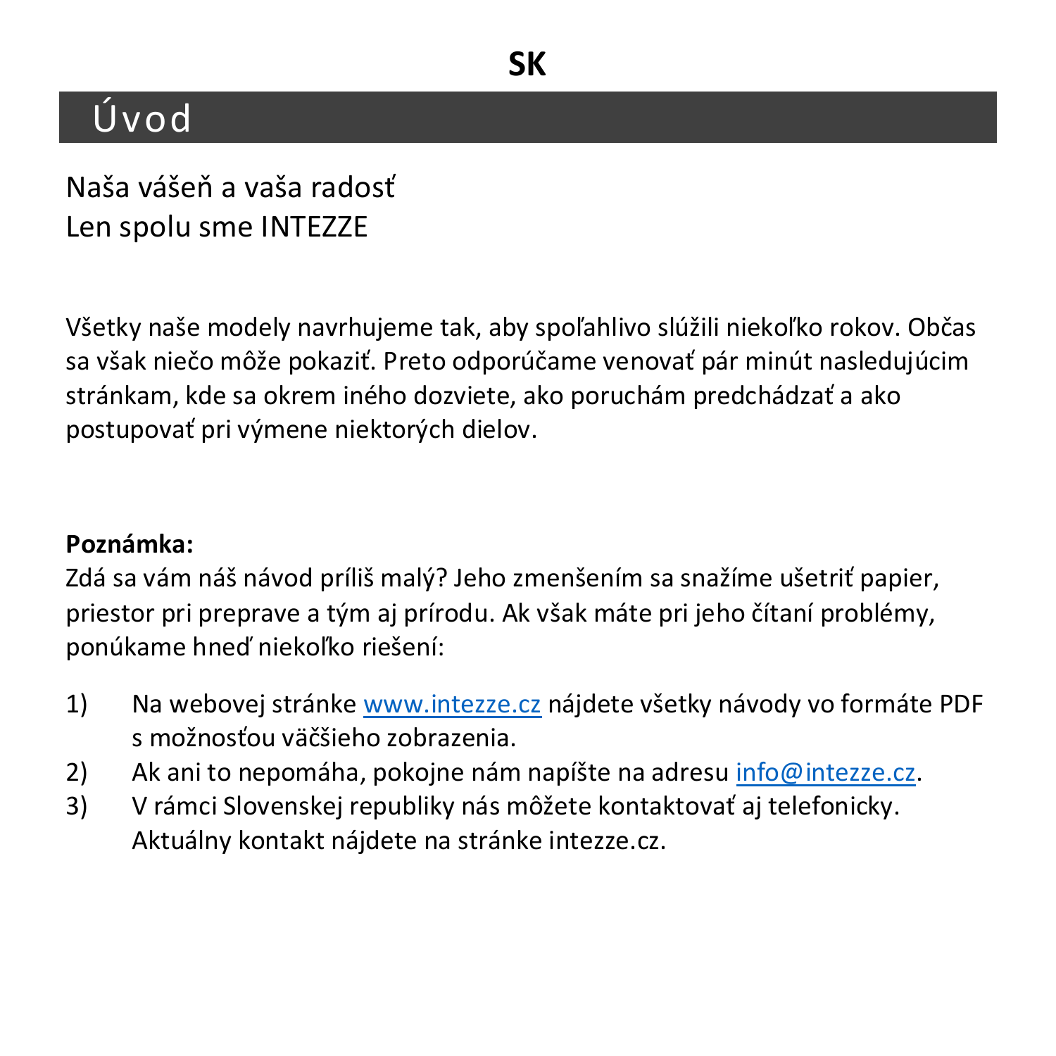SK

# Úvod

Naša vášeň a vaša radosť
Len spolu sme INTEZZE

Všetky naše modely navrhujeme tak, aby spoľahlivo slúžili niekoľko rokov. Občas sa však niečo môže pokaziť. Preto odporúčame venovať pár minút nasledujúcim stránkam, kde sa okrem iného dozviete, ako poruchám predchádzať a ako postupovať pri výmene niektorých dielov.

**Poznámka:**
Zdá sa vám náš návod príliš malý? Jeho zmenšením sa snažíme ušetriť papier, priestor pri preprave a tým aj prírodu. Ak však máte pri jeho čítaní problémy, ponúkame hneď niekoľko riešení:

1) Na webovej stránke www.intezze.cz nájdete všetky návody vo formáte PDF s možnosťou väčšieho zobrazenia.
2) Ak ani to nepomáha, pokojne nám napíšte na adresu info@intezze.cz.
3) V rámci Slovenskej republiky nás môžete kontaktovať aj telefonicky. Aktuálny kontakt nájdete na stránke intezze.cz.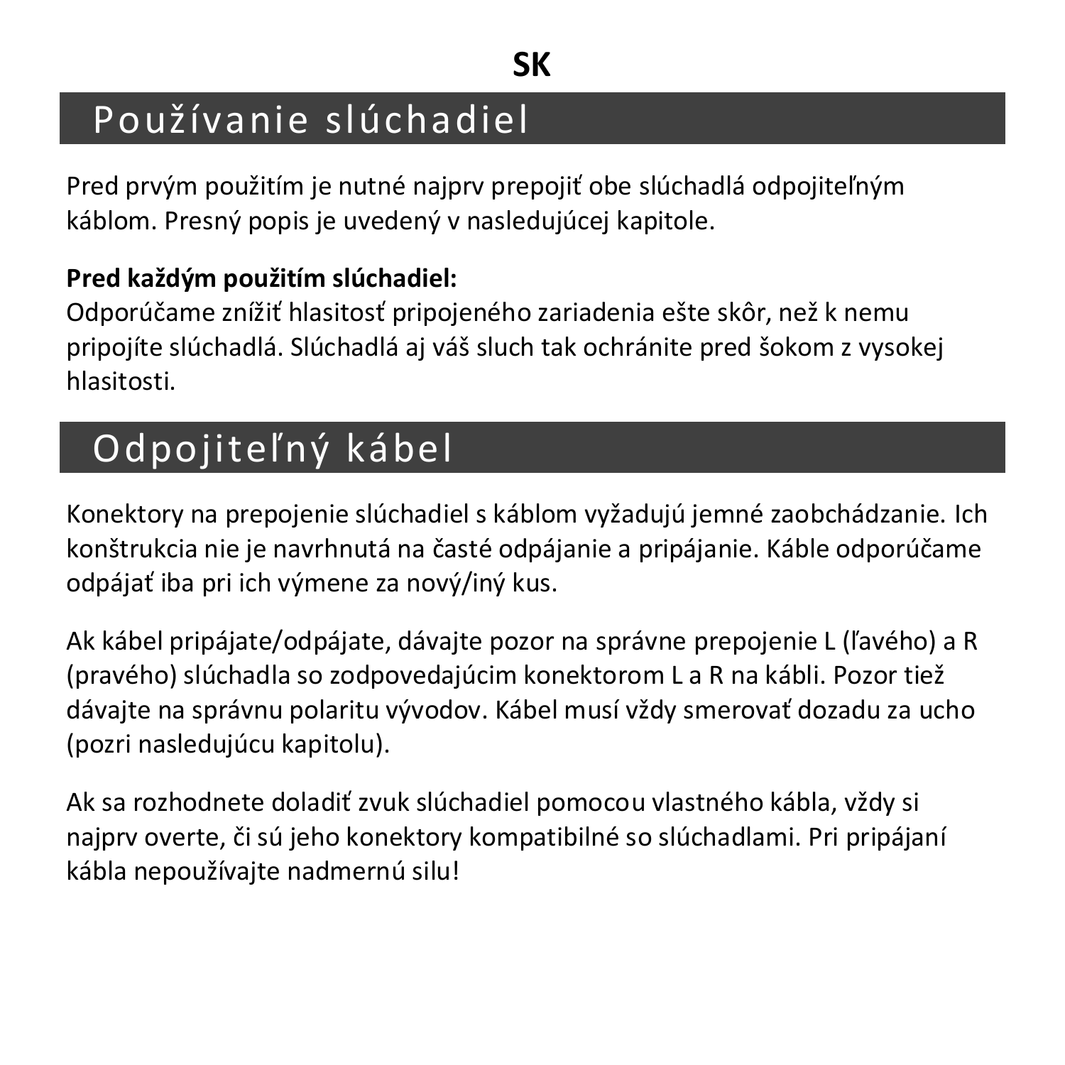**SK**

# Používanie slúchadiel

Pred prvým použitím je nutné najprv prepojiť obe slúchadlá odpojiteľným káblom. Presný popis je uvedený v nasledujúcej kapitole.

**Pred každým použitím slúchadiel:**
Odporúčame znížiť hlasitosť pripojeného zariadenia ešte skôr, než k nemu pripojíte slúchadlá. Slúchadlá aj váš sluch tak ochránite pred šokom z vysokej hlasitosti.

# Odpojiteľný kábel

Konektory na prepojenie slúchadiel s káblom vyžadujú jemné zaobchádzanie. Ich konštrukcia nie je navrhnutá na časté odpájanie a pripájanie. Káble odporúčame odpájať iba pri ich výmene za nový/iný kus.

Ak kábel pripájate/odpájate, dávajte pozor na správne prepojenie L (ľavého) a R (pravého) slúchadla so zodpovedajúcim konektorom L a R na kábli. Pozor tiež dávajte na správnu polaritu vývodov. Kábel musí vždy smerovať dozadu za ucho (pozri nasledujúcu kapitolu).

Ak sa rozhodnete doladiť zvuk slúchadiel pomocou vlastného kábla, vždy si najprv overte, či sú jeho konektory kompatibilné so slúchadlami. Pri pripájaní kábla nepoužívajte nadmernú silu!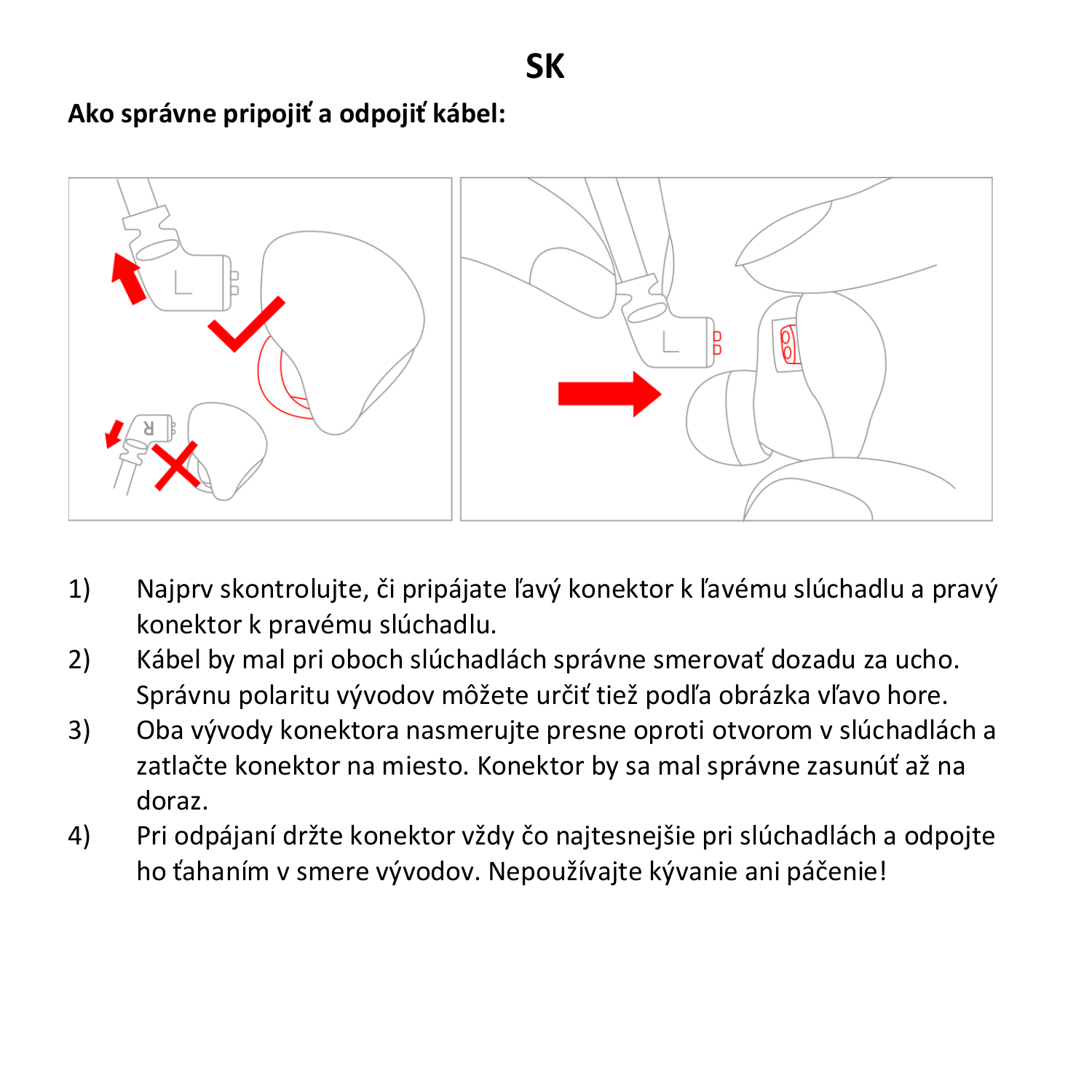# SK

**Ako správne pripojiť a odpojiť kábel:**

1) Najprv skontrolujte, či pripájate ľavý konektor k ľavému slúchadlu a pravý konektor k pravému slúchadlu.
2) Kábel by mal pri oboch slúchadlách správne smerovať dozadu za ucho. Správnu polaritu vývodov môžete určiť tiež podľa obrázka vľavo hore.
3) Oba vývody konektora nasmerujte presne oproti otvorom v slúchadlách a zatlačte konektor na miesto. Konektor by sa mal správne zasunúť až na doraz.
4) Pri odpájaní držte konektor vždy čo najtesnejšie pri slúchadlách a odpojte ho ťahaním v smere vývodov. Nepoužívajte kývanie ani páčenie!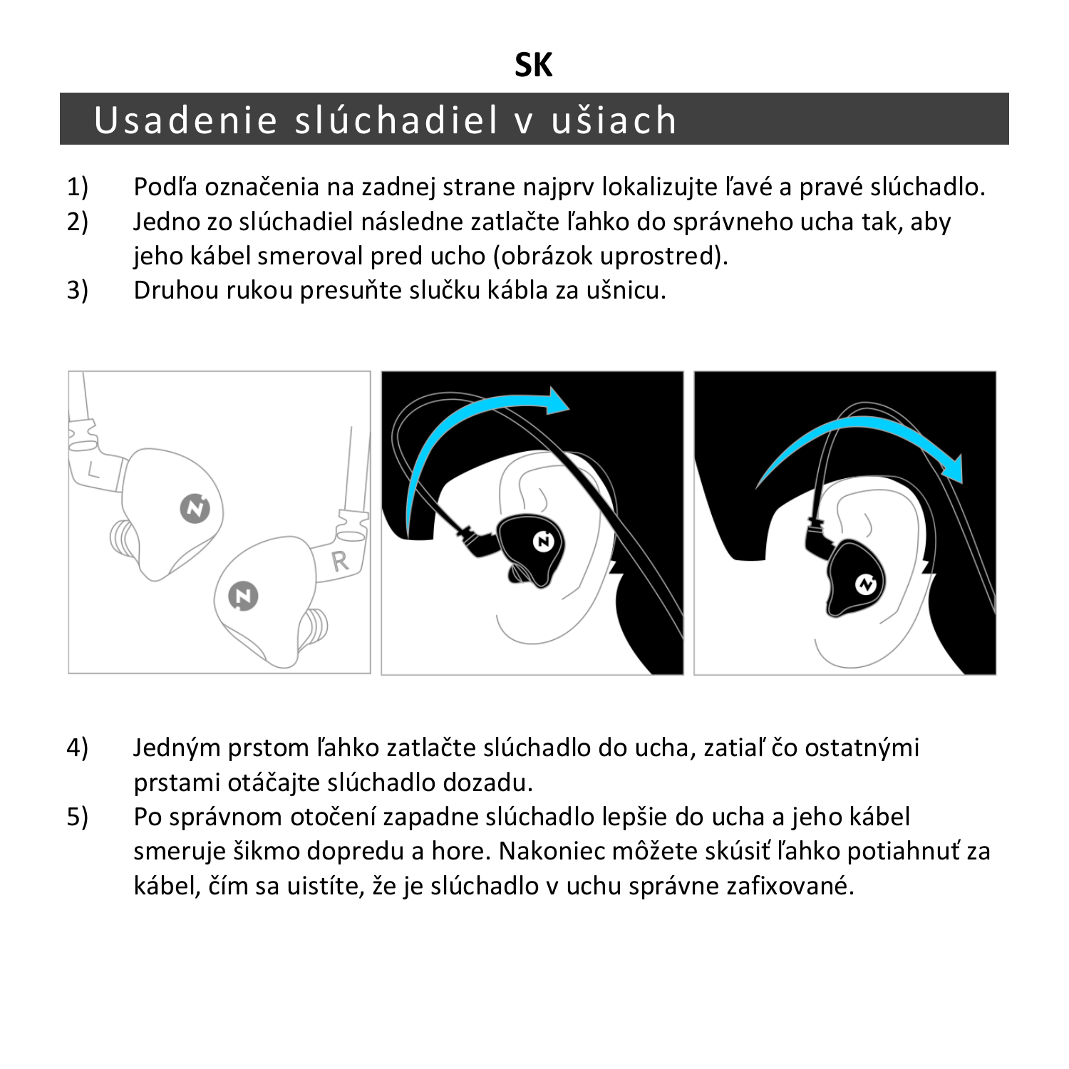**SK**

# Usadenie slúchadiel v ušiach

1) Podľa označenia na zadnej strane najprv lokalizujte ľavé a pravé slúchadlo.
2) Jedno zo slúchadiel následne zatlačte ľahko do správneho ucha tak, aby jeho kábel smeroval pred ucho (obrázok uprostred).
3) Druhou rukou presuňte slučku kábla za ušnicu.

4) Jedným prstom ľahko zatlačte slúchadlo do ucha, zatiaľ čo ostatnými prstami otáčajte slúchadlo dozadu.
5) Po správnom otočení zapadne slúchadlo lepšie do ucha a jeho kábel smeruje šikmo dopredu a hore. Nakoniec môžete skúsiť ľahko potiahnuť za kábel, čím sa uistíte, že je slúchadlo v uchu správne zafixované.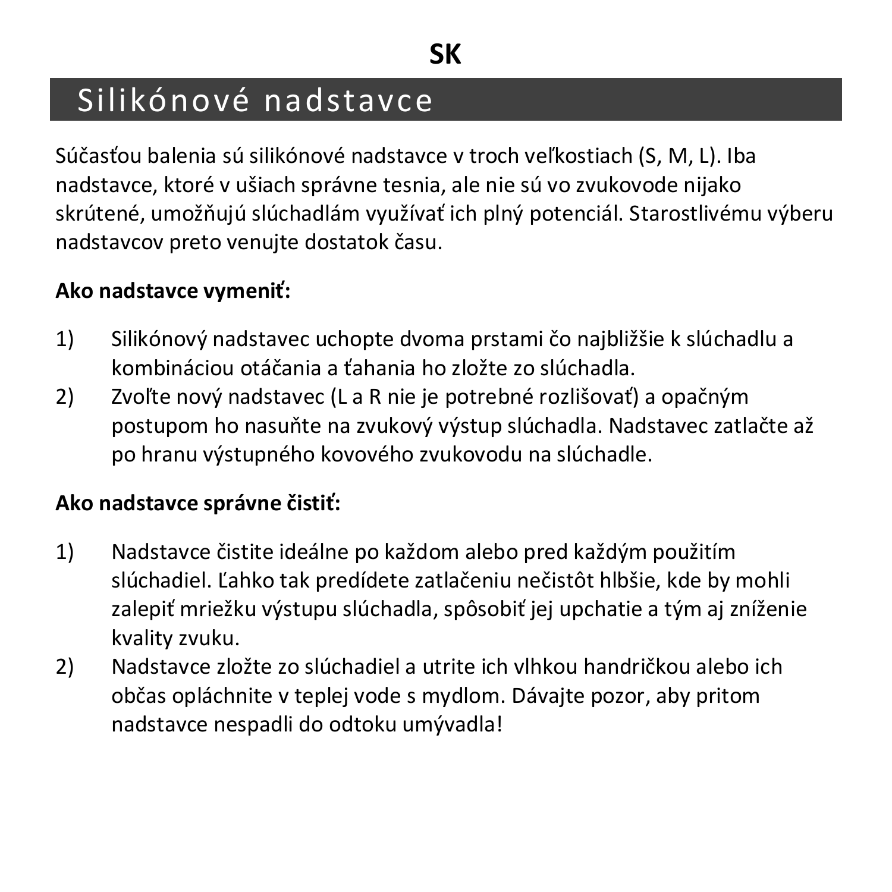SK

# Silikónové nadstavce

Súčasťou balenia sú silikónové nadstavce v troch veľkostiach (S, M, L). Iba nadstavce, ktoré v ušiach správne tesnia, ale nie sú vo zvukovode nijako skrútené, umožňujú slúchadlám využívať ich plný potenciál. Starostlivému výberu nadstavcov preto venujte dostatok času.

**Ako nadstavce vymeniť:**

1) Silikónový nadstavec uchopte dvoma prstami čo najbližšie k slúchadlu a kombináciou otáčania a ťahania ho zložte zo slúchadla.
2) Zvoľte nový nadstavec (L a R nie je potrebné rozlišovať) a opačným postupom ho nasuňte na zvukový výstup slúchadla. Nadstavec zatlačte až po hranu výstupného kovového zvukovodu na slúchadle.

**Ako nadstavce správne čistiť:**

1) Nadstavce čistite ideálne po každom alebo pred každým použitím slúchadiel. Ľahko tak predídete zatlačeniu nečistôt hlbšie, kde by mohli zalepiť mriežku výstupu slúchadla, spôsobiť jej upchatie a tým aj zníženie kvality zvuku.
2) Nadstavce zložte zo slúchadiel a utrite ich vlhkou handričkou alebo ich občas opláchnite v teplej vode s mydlom. Dávajte pozor, aby pritom nadstavce nespadli do odtoku umývadla!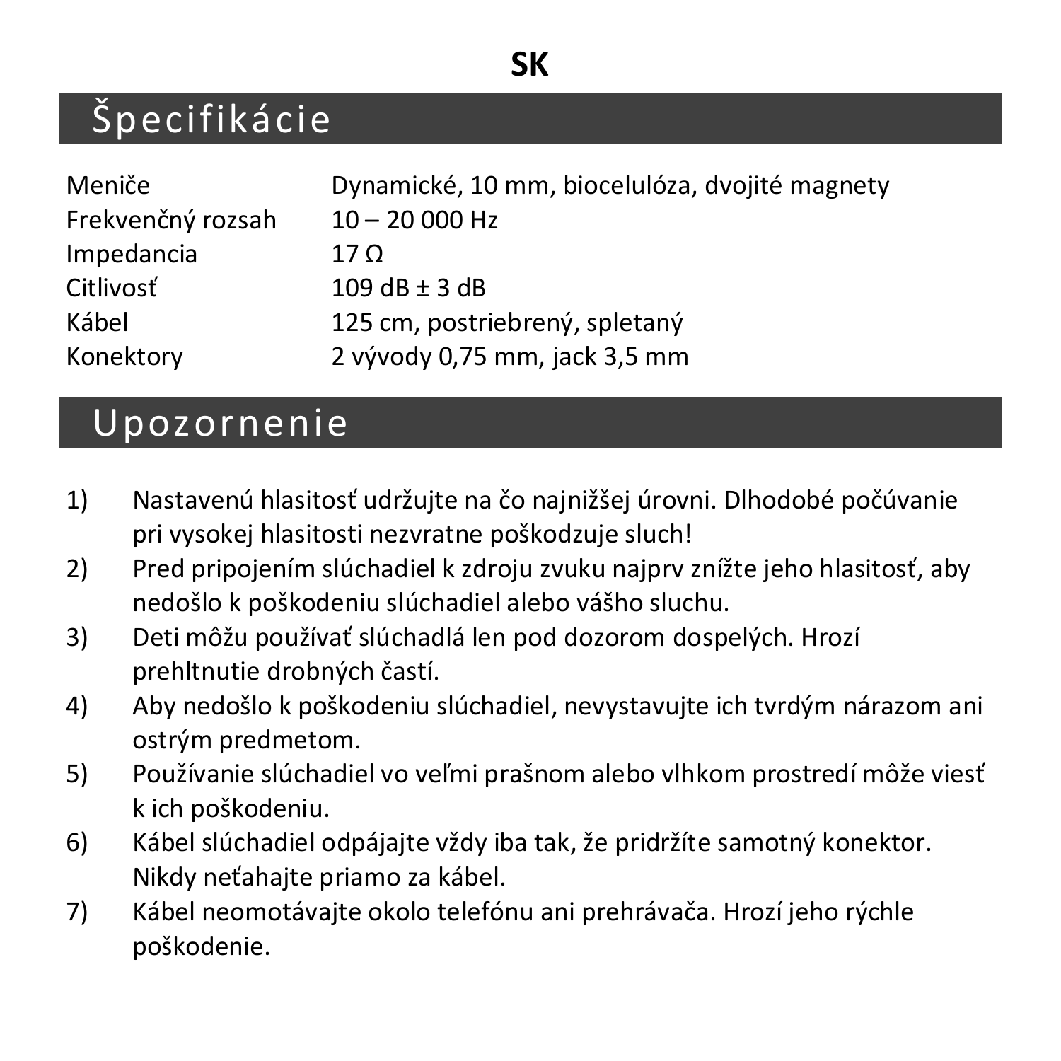**SK**

# Špecifikácie

| | |
|---|---|
| Meniče | Dynamické, 10 mm, biocelulóza, dvojité magnety |
| Frekvenčný rozsah | 10 – 20 000 Hz |
| Impedancia | 17 Ω |
| Citlivosť | 109 dB ± 3 dB |
| Kábel | 125 cm, postriebrený, spletaný |
| Konektory | 2 vývody 0,75 mm, jack 3,5 mm |

# Upozornenie

1) Nastavenú hlasitosť udržujte na čo najnižšej úrovni. Dlhodobé počúvanie pri vysokej hlasitosti nezvratne poškodzuje sluch!
2) Pred pripojením slúchadiel k zdroju zvuku najprv znížte jeho hlasitosť, aby nedošlo k poškodeniu slúchadiel alebo vášho sluchu.
3) Deti môžu používať slúchadlá len pod dozorom dospelých. Hrozí prehltnutie drobných častí.
4) Aby nedošlo k poškodeniu slúchadiel, nevystavujte ich tvrdým nárazom ani ostrým predmetom.
5) Používanie slúchadiel vo veľmi prašnom alebo vlhkom prostredí môže viesť k ich poškodeniu.
6) Kábel slúchadiel odpájajte vždy iba tak, že pridržíte samotný konektor. Nikdy neťahajte priamo za kábel.
7) Kábel neomotávajte okolo telefónu ani prehrávača. Hrozí jeho rýchle poškodenie.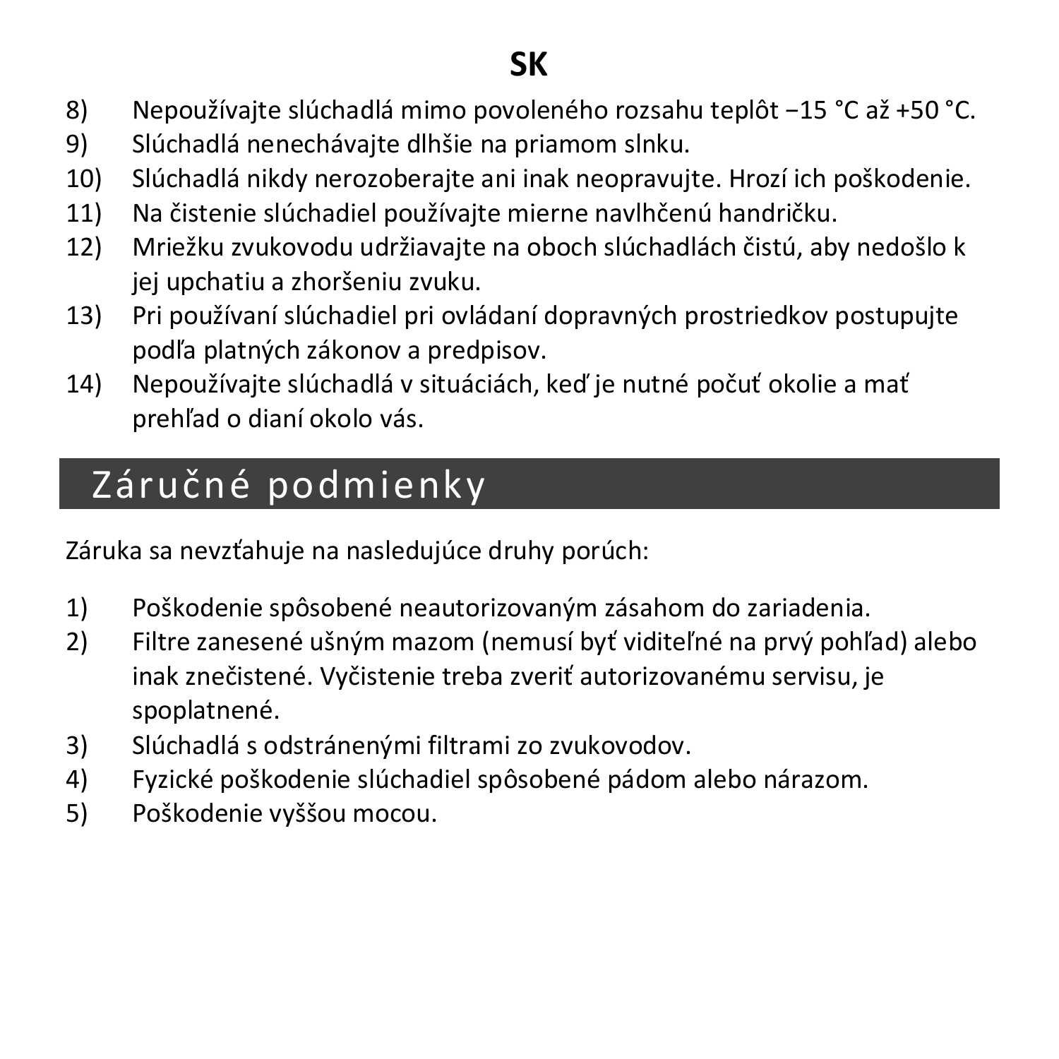SK

8) Nepoužívajte slúchadlá mimo povoleného rozsahu teplôt −15 °C až +50 °C.
9) Slúchadlá nenechávajte dlhšie na priamom slnku.
10) Slúchadlá nikdy nerozoberajte ani inak neopravujte. Hrozí ich poškodenie.
11) Na čistenie slúchadiel používajte mierne navlhčenú handričku.
12) Mriežku zvukovodu udržiavajte na oboch slúchadlách čistú, aby nedošlo k jej upchatiu a zhoršeniu zvuku.
13) Pri používaní slúchadiel pri ovládaní dopravných prostriedkov postupujte podľa platných zákonov a predpisov.
14) Nepoužívajte slúchadlá v situáciách, keď je nutné počuť okolie a mať prehľad o dianí okolo vás.

## Záručné podmienky

Záruka sa nevzťahuje na nasledujúce druhy porúch:

1) Poškodenie spôsobené neautorizovaným zásahom do zariadenia.
2) Filtre zanesené ušným mazom (nemusí byť viditeľné na prvý pohľad) alebo inak znečistené. Vyčistenie treba zveriť autorizovanému servisu, je spoplatnené.
3) Slúchadlá s odstránenými filtrami zo zvukovodov.
4) Fyzické poškodenie slúchadiel spôsobené pádom alebo nárazom.
5) Poškodenie vyššou mocou.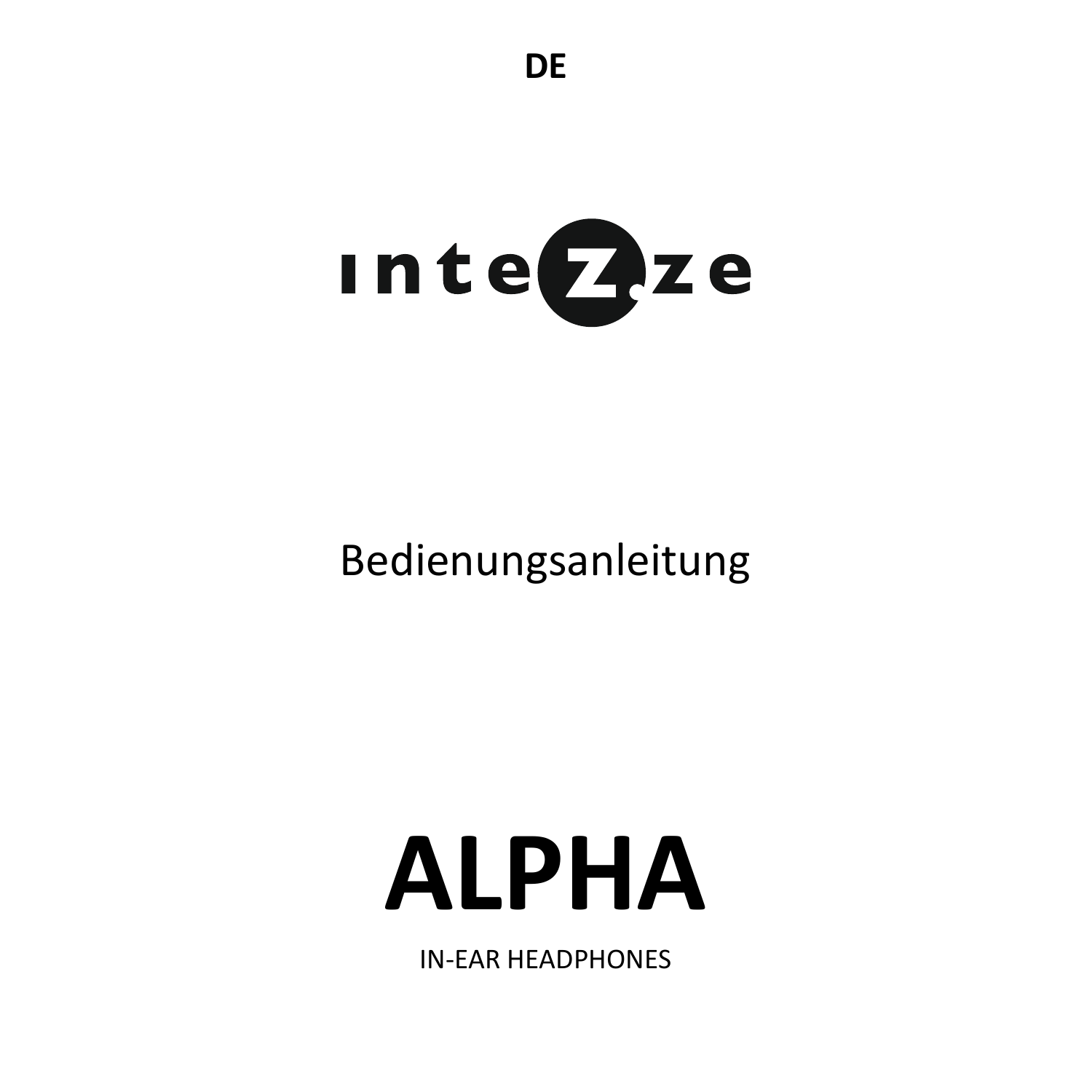**DE**

intezze

Bedienungsanleitung

# ALPHA

IN-EAR HEADPHONES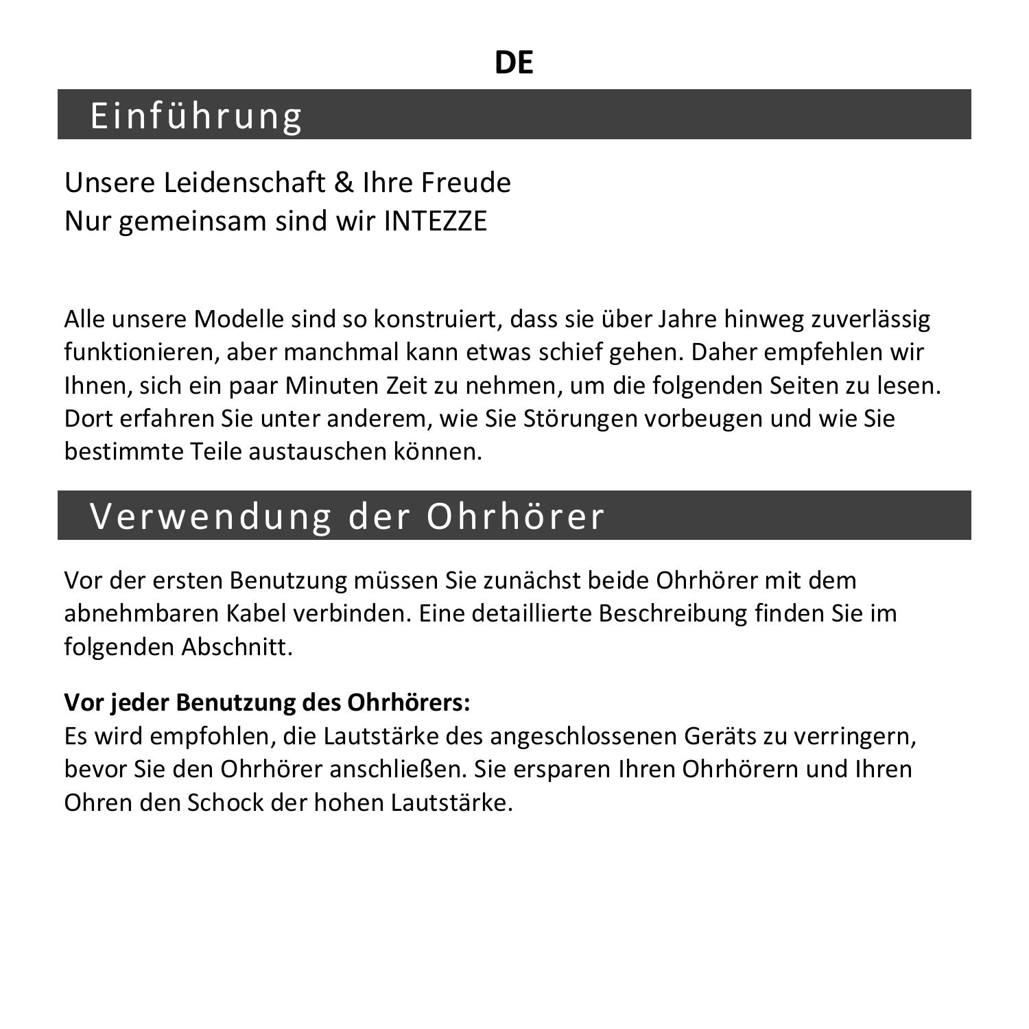**DE**

# Einführung

Unsere Leidenschaft & Ihre Freude
Nur gemeinsam sind wir INTEZZE

Alle unsere Modelle sind so konstruiert, dass sie über Jahre hinweg zuverlässig funktionieren, aber manchmal kann etwas schief gehen. Daher empfehlen wir Ihnen, sich ein paar Minuten Zeit zu nehmen, um die folgenden Seiten zu lesen. Dort erfahren Sie unter anderem, wie Sie Störungen vorbeugen und wie Sie bestimmte Teile austauschen können.

# Verwendung der Ohrhörer

Vor der ersten Benutzung müssen Sie zunächst beide Ohrhörer mit dem abnehmbaren Kabel verbinden. Eine detaillierte Beschreibung finden Sie im folgenden Abschnitt.

**Vor jeder Benutzung des Ohrhörers:**
Es wird empfohlen, die Lautstärke des angeschlossenen Geräts zu verringern, bevor Sie den Ohrhörer anschließen. Sie ersparen Ihren Ohrhörern und Ihren Ohren den Schock der hohen Lautstärke.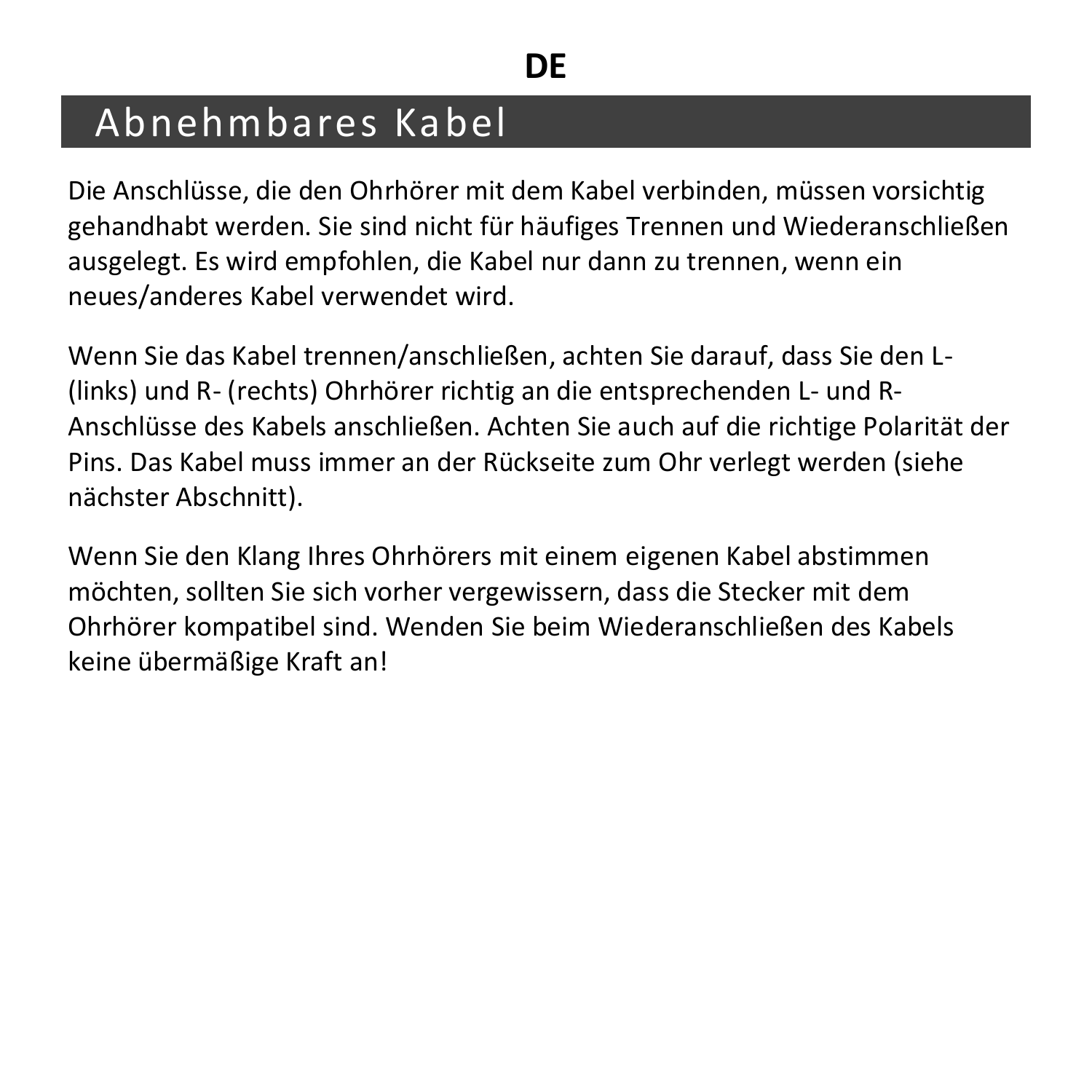# Abnehmbares Kabel

Die Anschlüsse, die den Ohrhörer mit dem Kabel verbinden, müssen vorsichtig gehandhabt werden. Sie sind nicht für häufiges Trennen und Wiederanschließen ausgelegt. Es wird empfohlen, die Kabel nur dann zu trennen, wenn ein neues/anderes Kabel verwendet wird.

Wenn Sie das Kabel trennen/anschließen, achten Sie darauf, dass Sie den L- (links) und R- (rechts) Ohrhörer richtig an die entsprechenden L- und R-Anschlüsse des Kabels anschließen. Achten Sie auch auf die richtige Polarität der Pins. Das Kabel muss immer an der Rückseite zum Ohr verlegt werden (siehe nächster Abschnitt).

Wenn Sie den Klang Ihres Ohrhörers mit einem eigenen Kabel abstimmen möchten, sollten Sie sich vorher vergewissern, dass die Stecker mit dem Ohrhörer kompatibel sind. Wenden Sie beim Wiederanschließen des Kabels keine übermäßige Kraft an!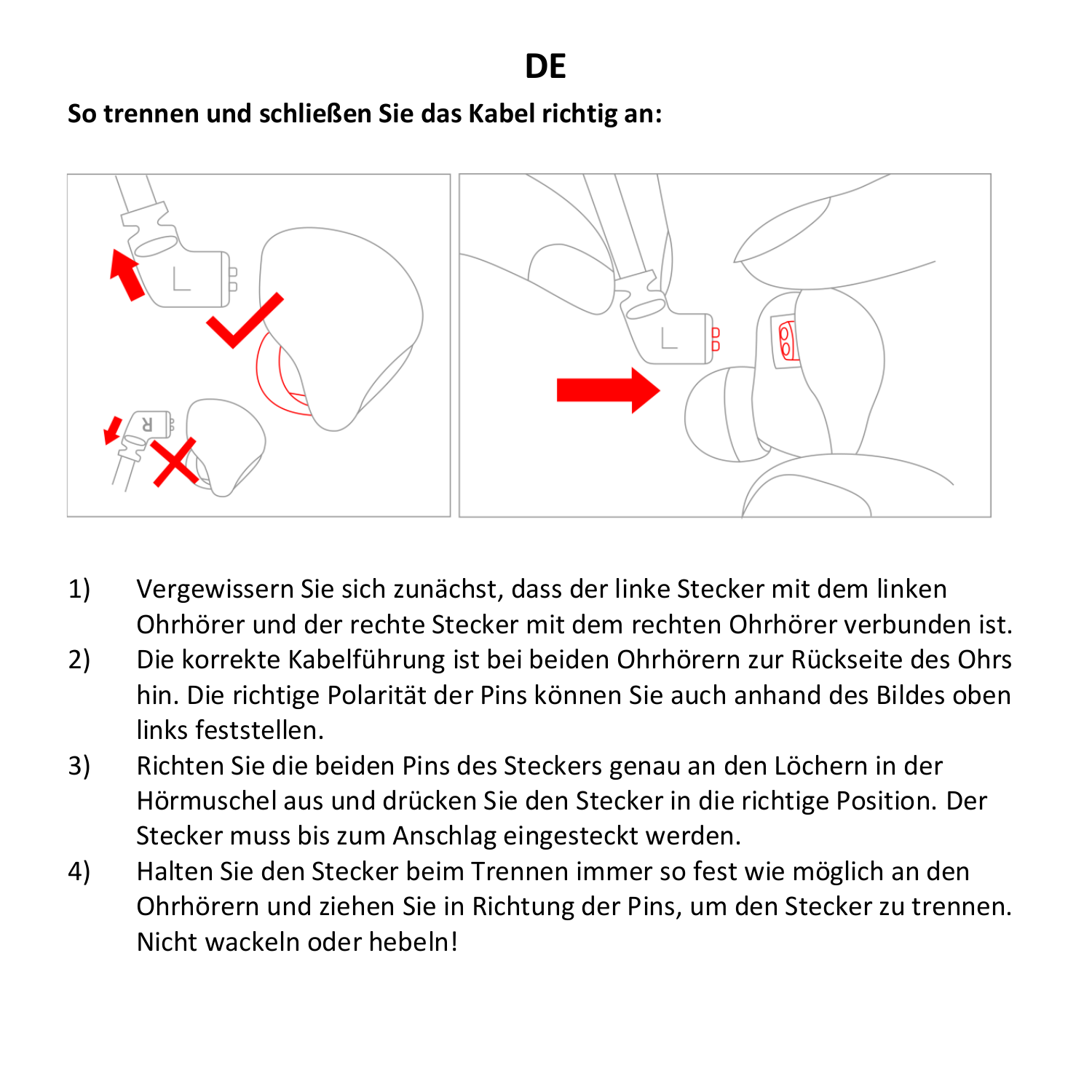# DE

**So trennen und schließen Sie das Kabel richtig an:**

1) Vergewissern Sie sich zunächst, dass der linke Stecker mit dem linken Ohrhörer und der rechte Stecker mit dem rechten Ohrhörer verbunden ist.
2) Die korrekte Kabelführung ist bei beiden Ohrhörern zur Rückseite des Ohrs hin. Die richtige Polarität der Pins können Sie auch anhand des Bildes oben links feststellen.
3) Richten Sie die beiden Pins des Steckers genau an den Löchern in der Hörmuschel aus und drücken Sie den Stecker in die richtige Position. Der Stecker muss bis zum Anschlag eingesteckt werden.
4) Halten Sie den Stecker beim Trennen immer so fest wie möglich an den Ohrhörern und ziehen Sie in Richtung der Pins, um den Stecker zu trennen. Nicht wackeln oder hebeln!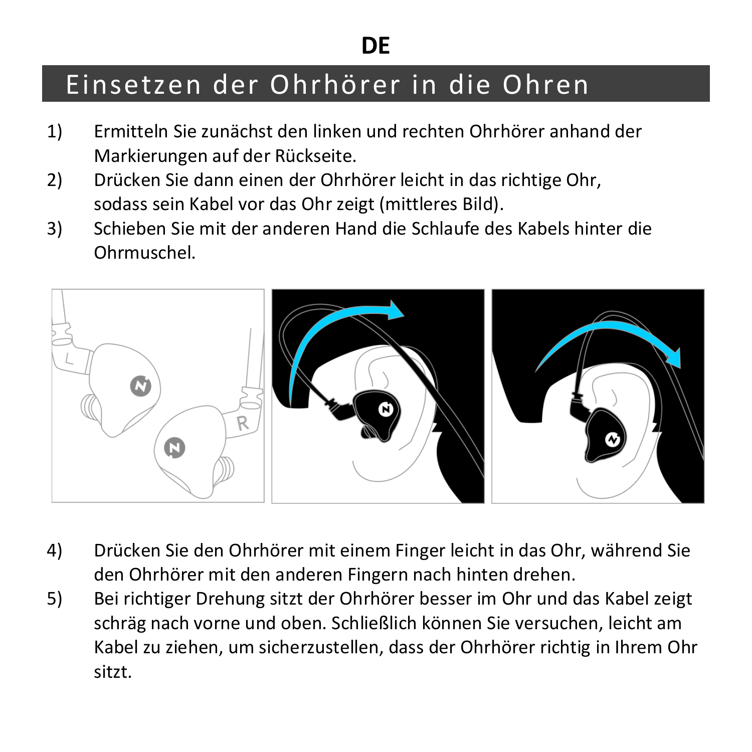**DE**

# Einsetzen der Ohrhörer in die Ohren

1) Ermitteln Sie zunächst den linken und rechten Ohrhörer anhand der Markierungen auf der Rückseite.
2) Drücken Sie dann einen der Ohrhörer leicht in das richtige Ohr, sodass sein Kabel vor das Ohr zeigt (mittleres Bild).
3) Schieben Sie mit der anderen Hand die Schlaufe des Kabels hinter die Ohrmuschel.

4) Drücken Sie den Ohrhörer mit einem Finger leicht in das Ohr, während Sie den Ohrhörer mit den anderen Fingern nach hinten drehen.
5) Bei richtiger Drehung sitzt der Ohrhörer besser im Ohr und das Kabel zeigt schräg nach vorne und oben. Schließlich können Sie versuchen, leicht am Kabel zu ziehen, um sicherzustellen, dass der Ohrhörer richtig in Ihrem Ohr sitzt.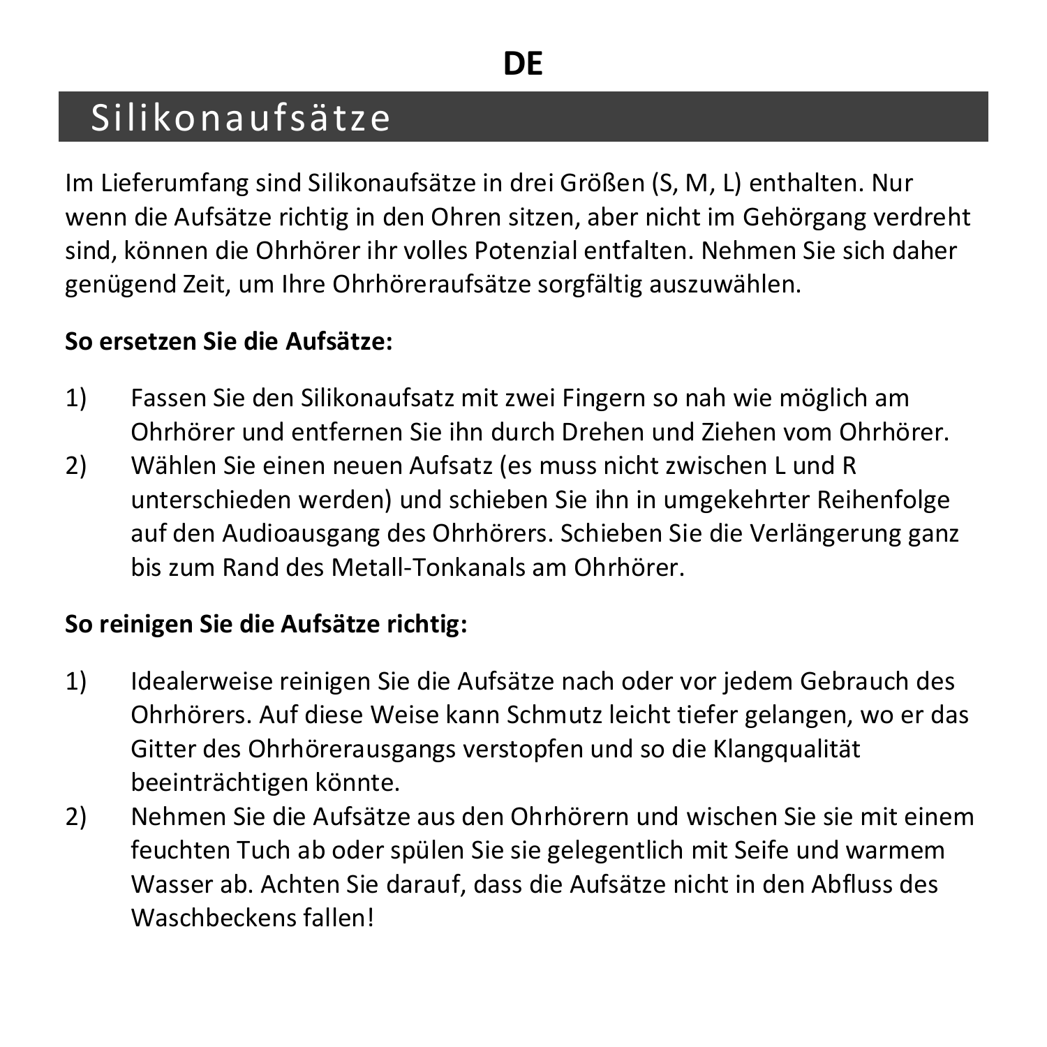DE

# Silikonaufsätze

Im Lieferumfang sind Silikonaufsätze in drei Größen (S, M, L) enthalten. Nur wenn die Aufsätze richtig in den Ohren sitzen, aber nicht im Gehörgang verdreht sind, können die Ohrhörer ihr volles Potenzial entfalten. Nehmen Sie sich daher genügend Zeit, um Ihre Ohrhöreraufsätze sorgfältig auszuwählen.

**So ersetzen Sie die Aufsätze:**

1) Fassen Sie den Silikonaufsatz mit zwei Fingern so nah wie möglich am Ohrhörer und entfernen Sie ihn durch Drehen und Ziehen vom Ohrhörer.
2) Wählen Sie einen neuen Aufsatz (es muss nicht zwischen L und R unterschieden werden) und schieben Sie ihn in umgekehrter Reihenfolge auf den Audioausgang des Ohrhörers. Schieben Sie die Verlängerung ganz bis zum Rand des Metall-Tonkanals am Ohrhörer.

**So reinigen Sie die Aufsätze richtig:**

1) Idealerweise reinigen Sie die Aufsätze nach oder vor jedem Gebrauch des Ohrhörers. Auf diese Weise kann Schmutz leicht tiefer gelangen, wo er das Gitter des Ohrhörerausgangs verstopfen und so die Klangqualität beeinträchtigen könnte.
2) Nehmen Sie die Aufsätze aus den Ohrhörern und wischen Sie sie mit einem feuchten Tuch ab oder spülen Sie sie gelegentlich mit Seife und warmem Wasser ab. Achten Sie darauf, dass die Aufsätze nicht in den Abfluss des Waschbeckens fallen!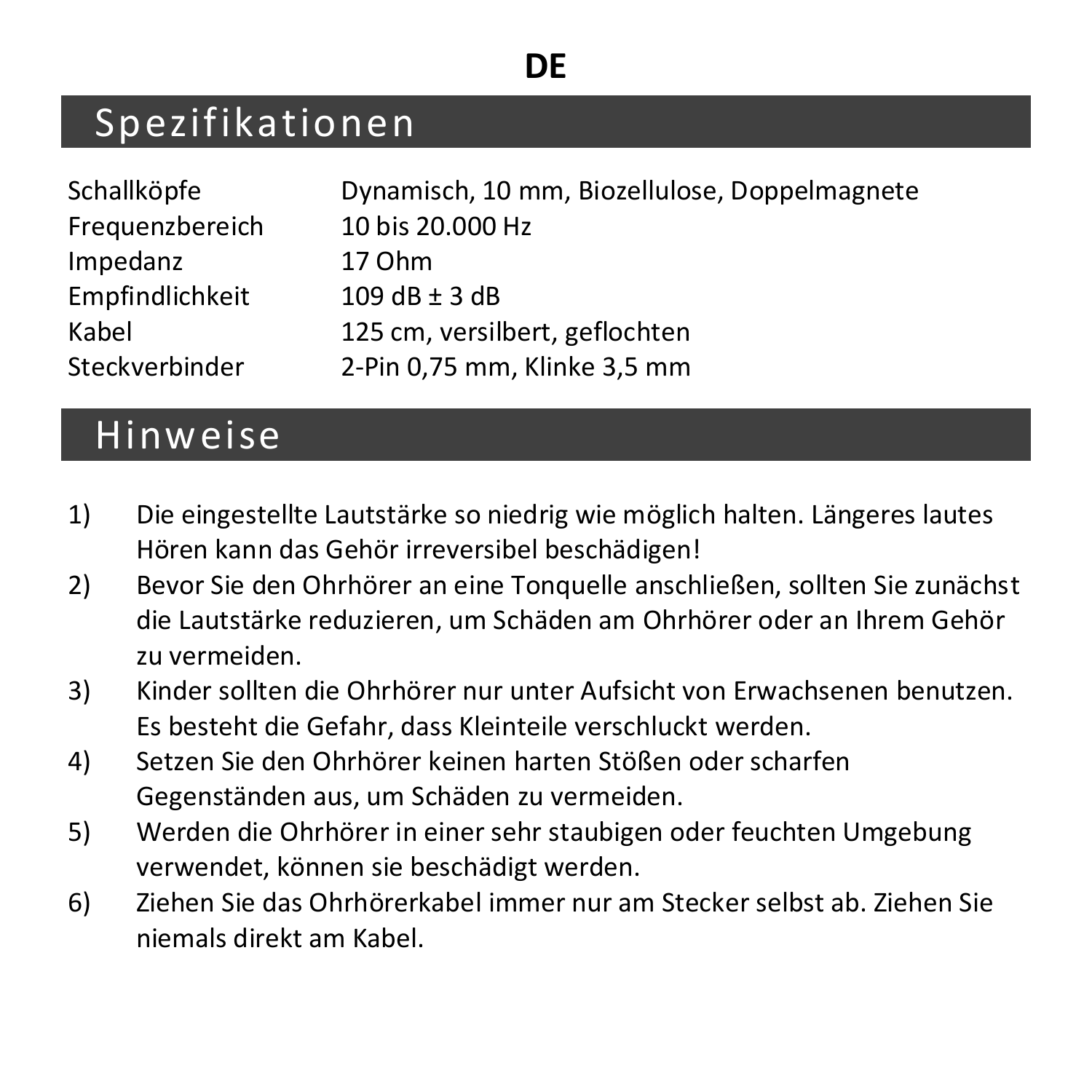**DE**

# Spezifikationen

| | |
|---|---|
| Schallköpfe | Dynamisch, 10 mm, Biozellulose, Doppelmagnete |
| Frequenzbereich | 10 bis 20.000 Hz |
| Impedanz | 17 Ohm |
| Empfindlichkeit | 109 dB ± 3 dB |
| Kabel | 125 cm, versilbert, geflochten |
| Steckverbinder | 2-Pin 0,75 mm, Klinke 3,5 mm |

# Hinweise

1) Die eingestellte Lautstärke so niedrig wie möglich halten. Längeres lautes Hören kann das Gehör irreversibel beschädigen!
2) Bevor Sie den Ohrhörer an eine Tonquelle anschließen, sollten Sie zunächst die Lautstärke reduzieren, um Schäden am Ohrhörer oder an Ihrem Gehör zu vermeiden.
3) Kinder sollten die Ohrhörer nur unter Aufsicht von Erwachsenen benutzen. Es besteht die Gefahr, dass Kleinteile verschluckt werden.
4) Setzen Sie den Ohrhörer keinen harten Stößen oder scharfen Gegenständen aus, um Schäden zu vermeiden.
5) Werden die Ohrhörer in einer sehr staubigen oder feuchten Umgebung verwendet, können sie beschädigt werden.
6) Ziehen Sie das Ohrhörerkabel immer nur am Stecker selbst ab. Ziehen Sie niemals direkt am Kabel.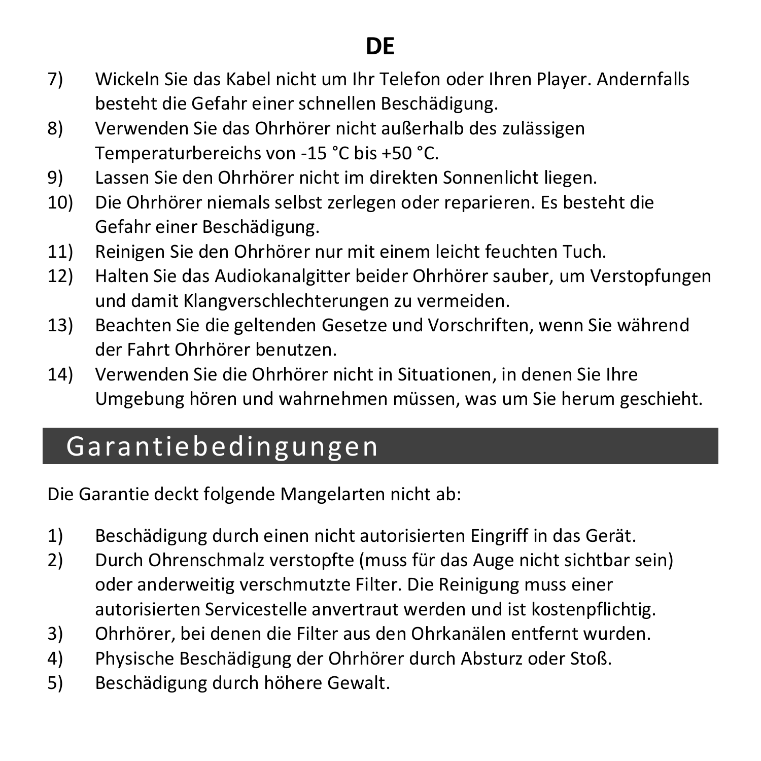7) Wickeln Sie das Kabel nicht um Ihr Telefon oder Ihren Player. Andernfalls besteht die Gefahr einer schnellen Beschädigung.
8) Verwenden Sie das Ohrhörer nicht außerhalb des zulässigen Temperaturbereichs von -15 °C bis +50 °C.
9) Lassen Sie den Ohrhörer nicht im direkten Sonnenlicht liegen.
10) Die Ohrhörer niemals selbst zerlegen oder reparieren. Es besteht die Gefahr einer Beschädigung.
11) Reinigen Sie den Ohrhörer nur mit einem leicht feuchten Tuch.
12) Halten Sie das Audiokanalgitter beider Ohrhörer sauber, um Verstopfungen und damit Klangverschlechterungen zu vermeiden.
13) Beachten Sie die geltenden Gesetze und Vorschriften, wenn Sie während der Fahrt Ohrhörer benutzen.
14) Verwenden Sie die Ohrhörer nicht in Situationen, in denen Sie Ihre Umgebung hören und wahrnehmen müssen, was um Sie herum geschieht.

## Garantiebedingungen

Die Garantie deckt folgende Mangelarten nicht ab:

1) Beschädigung durch einen nicht autorisierten Eingriff in das Gerät.
2) Durch Ohrenschmalz verstopfte (muss für das Auge nicht sichtbar sein) oder anderweitig verschmutzte Filter. Die Reinigung muss einer autorisierten Servicestelle anvertraut werden und ist kostenpflichtig.
3) Ohrhörer, bei denen die Filter aus den Ohrkanälen entfernt wurden.
4) Physische Beschädigung der Ohrhörer durch Absturz oder Stoß.
5) Beschädigung durch höhere Gewalt.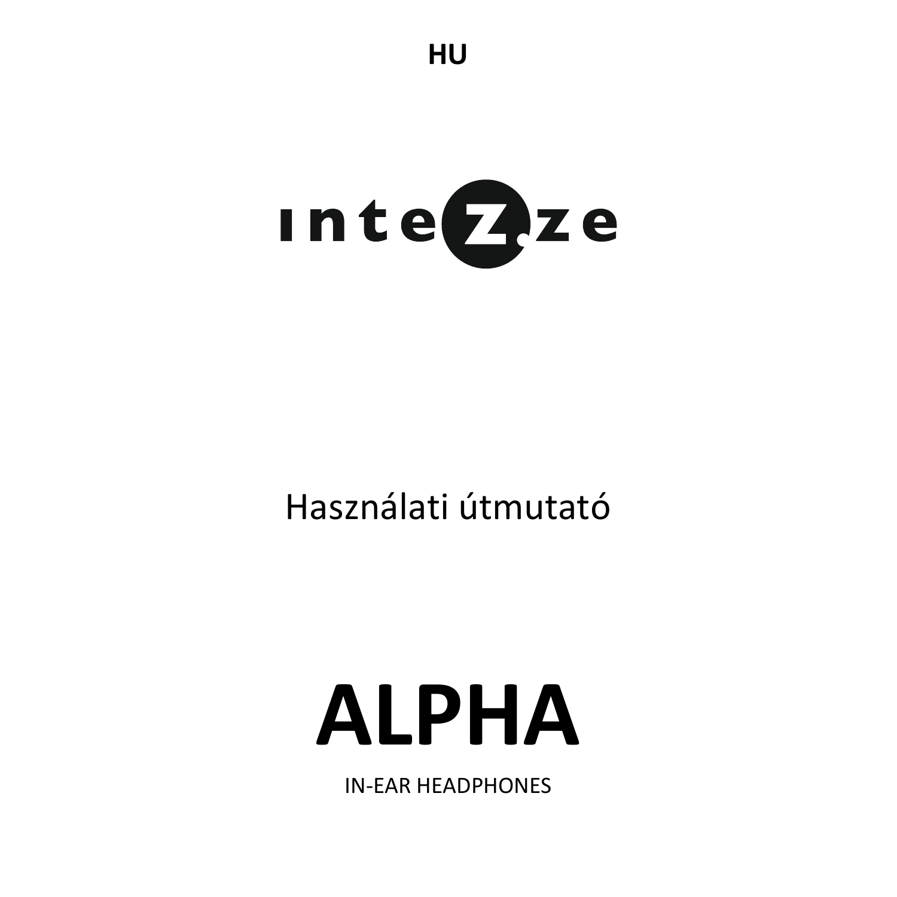HU

intezze

Használati útmutató

# ALPHA

IN-EAR HEADPHONES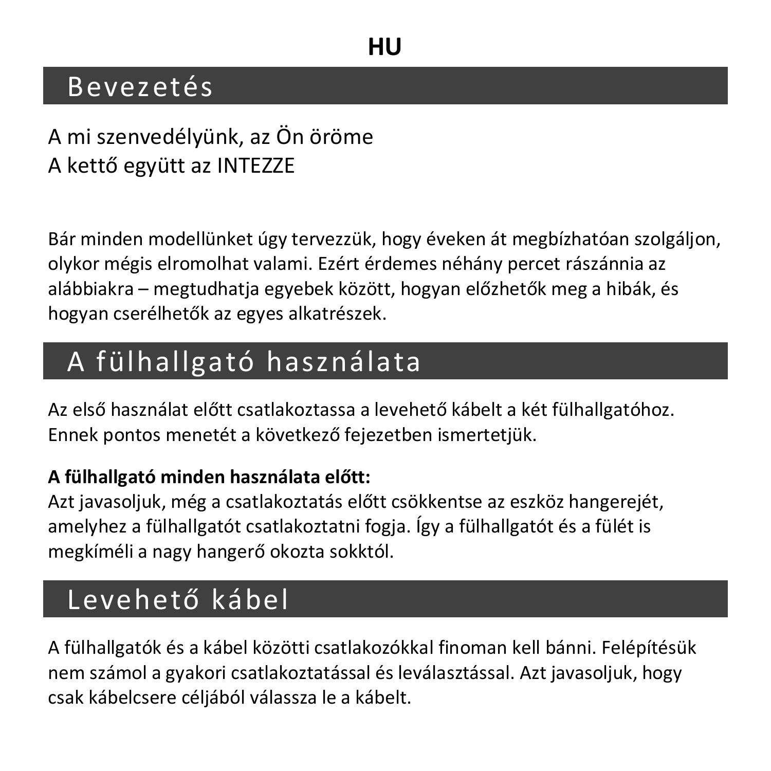**HU**

## Bevezetés

A mi szenvedélyünk, az Ön öröme
A kettő együtt az INTEZZE

Bár minden modellünket úgy tervezzük, hogy éveken át megbízhatóan szolgáljon, olykor mégis elromolhat valami. Ezért érdemes néhány percet rászánnia az alábbiakra – megtudhatja egyebek között, hogyan előzhetők meg a hibák, és hogyan cserélhetők az egyes alkatrészek.

## A fülhallgató használata

Az első használat előtt csatlakoztassa a levehető kábelt a két fülhallgatóhoz. Ennek pontos menetét a következő fejezetben ismertetjük.

**A fülhallgató minden használata előtt:**
Azt javasoljuk, még a csatlakoztatás előtt csökkentse az eszköz hangerejét, amelyhez a fülhallgatót csatlakoztatni fogja. Így a fülhallgatót és a fülét is megkíméli a nagy hangerő okozta sokktól.

## Levehető kábel

A fülhallgatók és a kábel közötti csatlakozókkal finoman kell bánni. Felépítésük nem számol a gyakori csatlakoztatással és leválasztással. Azt javasoljuk, hogy csak kábelcsere céljából válassza le a kábelt.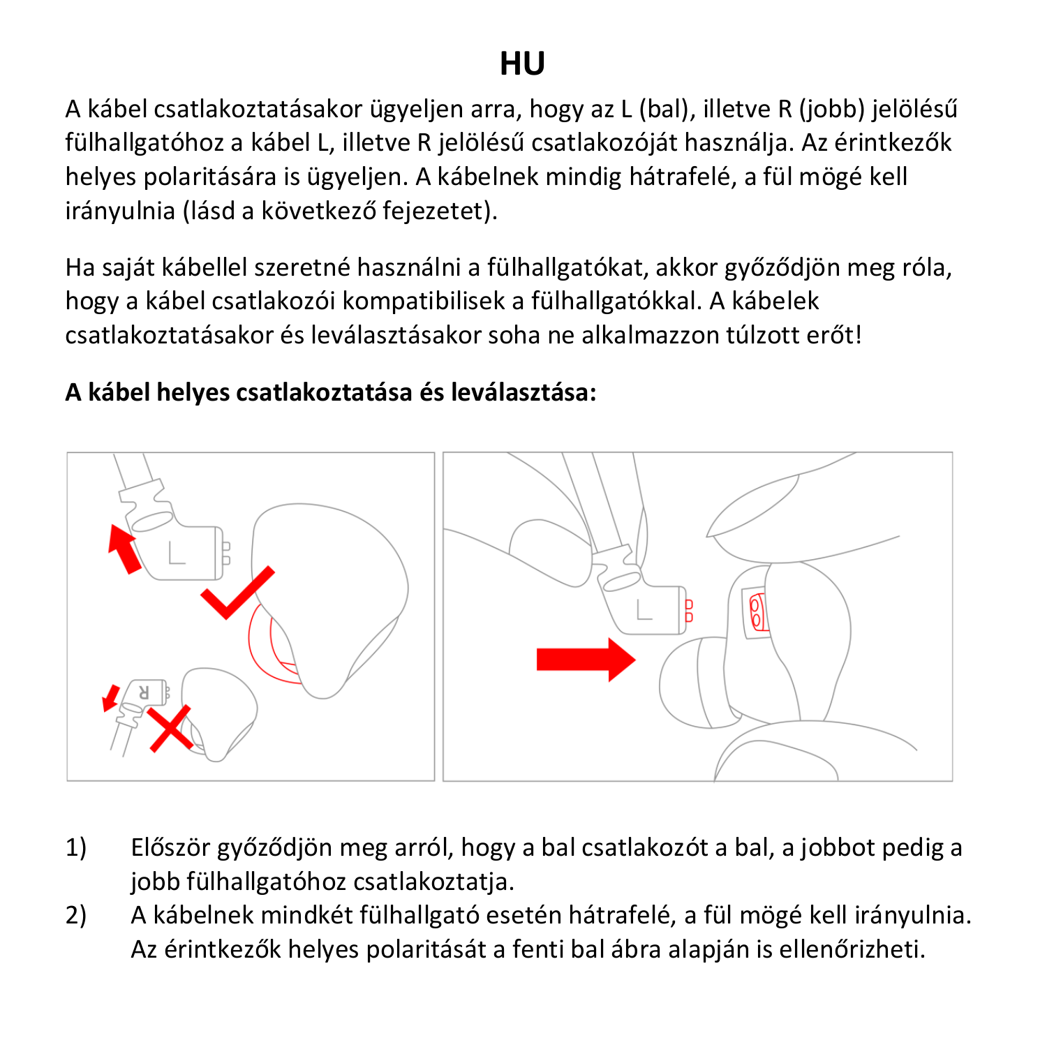# HU

A kábel csatlakoztatásakor ügyeljen arra, hogy az L (bal), illetve R (jobb) jelölésű fülhallgatóhoz a kábel L, illetve R jelölésű csatlakozóját használja. Az érintkezők helyes polaritására is ügyeljen. A kábelnek mindig hátrafelé, a fül mögé kell irányulnia (lásd a következő fejezetet).

Ha saját kábellel szeretné használni a fülhallgatókat, akkor győződjön meg róla, hogy a kábel csatlakozói kompatibilisek a fülhallgatókkal. A kábelek csatlakoztatásakor és leválasztásakor soha ne alkalmazzon túlzott erőt!

**A kábel helyes csatlakoztatása és leválasztása:**

1) Először győződjön meg arról, hogy a bal csatlakozót a bal, a jobbot pedig a jobb fülhallgatóhoz csatlakoztatja.
2) A kábelnek mindkét fülhallgató esetén hátrafelé, a fül mögé kell irányulnia. Az érintkezők helyes polaritását a fenti bal ábra alapján is ellenőrizheti.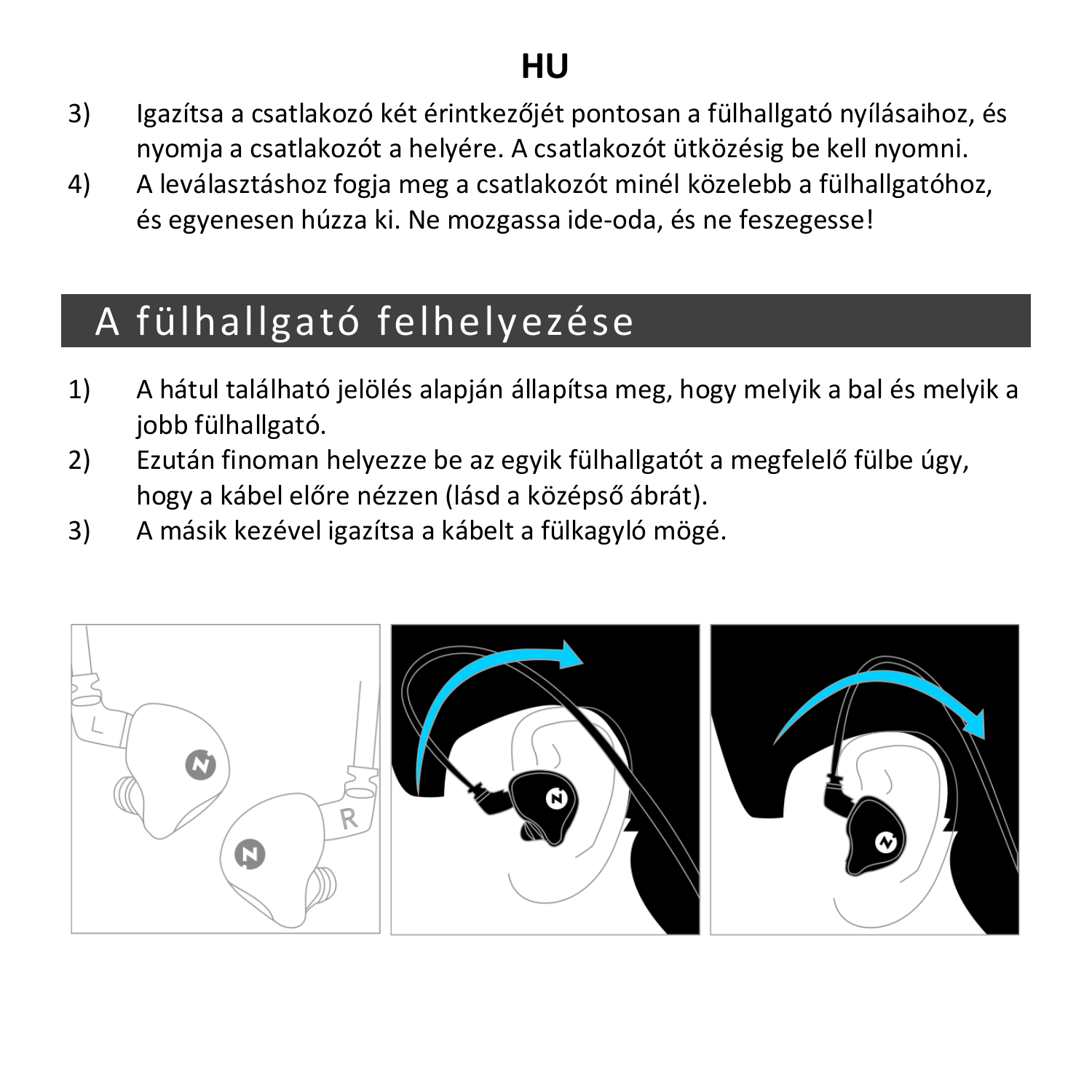3) Igazítsa a csatlakozó két érintkezőjét pontosan a fülhallgató nyílásaihoz, és nyomja a csatlakozót a helyére. A csatlakozót ütközésig be kell nyomni.
4) A leválasztáshoz fogja meg a csatlakozót minél közelebb a fülhallgatóhoz, és egyenesen húzza ki. Ne mozgassa ide-oda, és ne feszegesse!

## A fülhallgató felhelyezése

1) A hátul található jelölés alapján állapítsa meg, hogy melyik a bal és melyik a jobb fülhallgató.
2) Ezután finoman helyezze be az egyik fülhallgatót a megfelelő fülbe úgy, hogy a kábel előre nézzen (lásd a középső ábrát).
3) A másik kezével igazítsa a kábelt a fülkagyló mögé.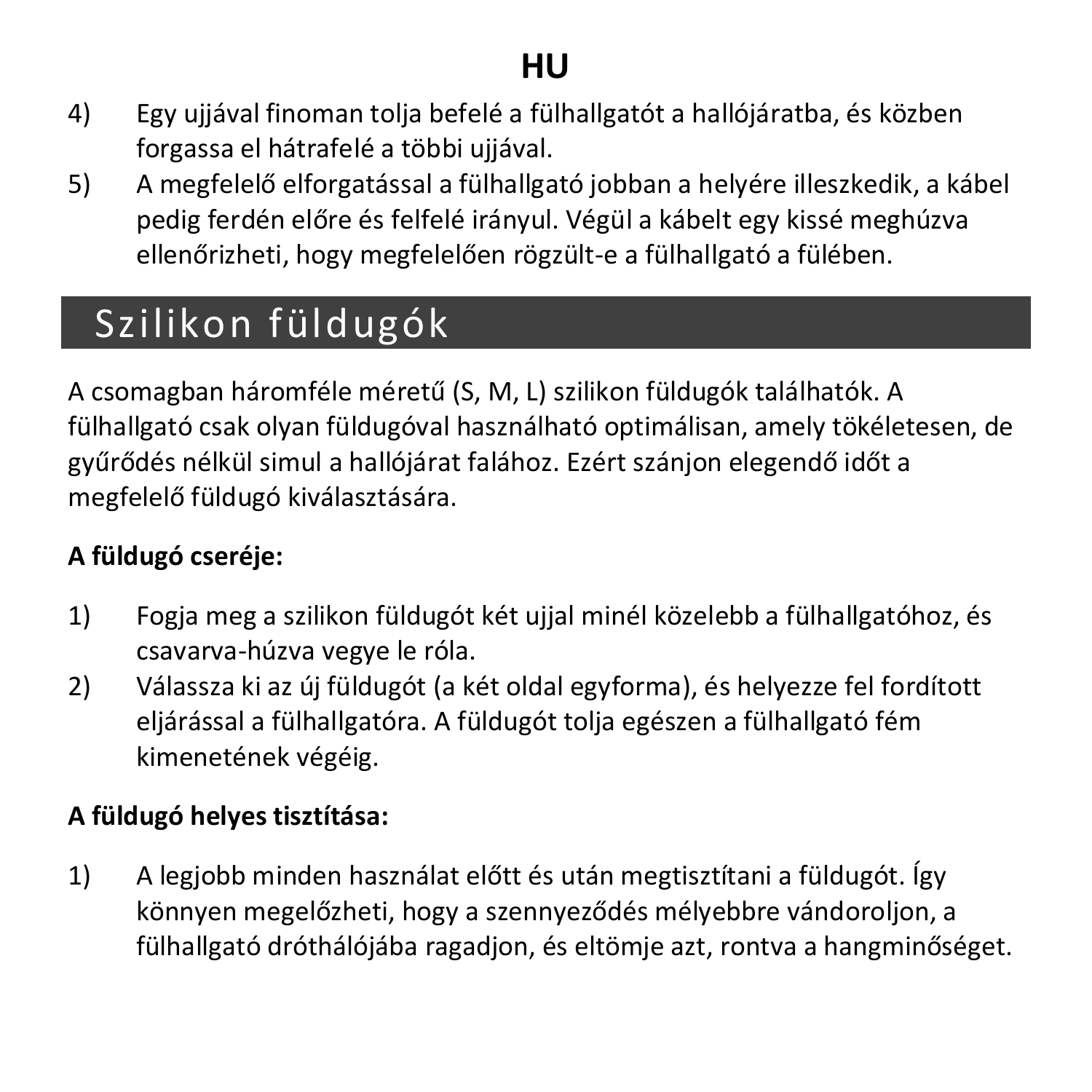4) Egy ujjával finoman tolja befelé a fülhallgatót a hallójáratba, és közben forgassa el hátrafelé a többi ujjával.
5) A megfelelő elforgatással a fülhallgató jobban a helyére illeszkedik, a kábel pedig ferdén előre és felfelé irányul. Végül a kábelt egy kissé meghúzva ellenőrizheti, hogy megfelelően rögzült-e a fülhallgató a fülében.

## Szilikon füldugók

A csomagban háromféle méretű (S, M, L) szilikon füldugók találhatók. A fülhallgató csak olyan füldugóval használható optimálisan, amely tökéletesen, de gyűrődés nélkül simul a hallójárat falához. Ezért szánjon elegendő időt a megfelelő füldugó kiválasztására.

**A füldugó cseréje:**

1) Fogja meg a szilikon füldugót két ujjal minél közelebb a fülhallgatóhoz, és csavarva-húzva vegye le róla.
2) Válassza ki az új füldugót (a két oldal egyforma), és helyezze fel fordított eljárással a fülhallgatóra. A füldugót tolja egészen a fülhallgató fém kimenetének végéig.

**A füldugó helyes tisztítása:**

1) A legjobb minden használat előtt és után megtisztítani a füldugót. Így könnyen megelőzheti, hogy a szennyeződés mélyebbre vándoroljon, a fülhallgató dróthálójába ragadjon, és eltömje azt, rontva a hangminőséget.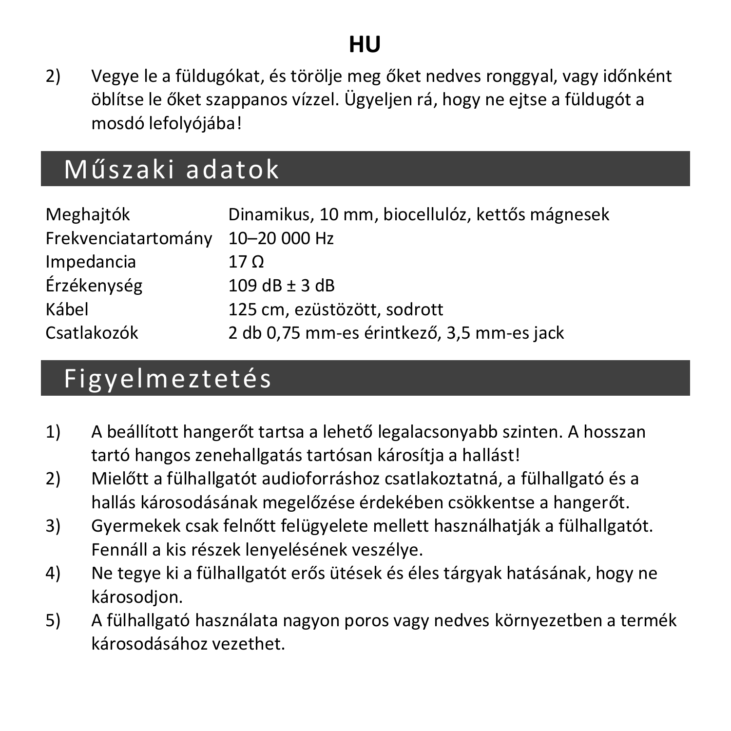HU

2) Vegye le a füldugókat, és törölje meg őket nedves ronggyal, vagy időnként öblítse le őket szappanos vízzel. Ügyeljen rá, hogy ne ejtse a füldugót a mosdó lefolyójába!

## Műszaki adatok

| | |
|---|---|
| Meghajtók | Dinamikus, 10 mm, biocellulóz, kettős mágnesek |
| Frekvenciatartomány | 10–20 000 Hz |
| Impedancia | 17 Ω |
| Érzékenység | 109 dB ± 3 dB |
| Kábel | 125 cm, ezüstözött, sodrott |
| Csatlakozók | 2 db 0,75 mm-es érintkező, 3,5 mm-es jack |

## Figyelmeztetés

1) A beállított hangerőt tartsa a lehető legalacsonyabb szinten. A hosszan tartó hangos zenehallgatás tartósan károsítja a hallást!
2) Mielőtt a fülhallgatót audioforráshoz csatlakoztatná, a fülhallgató és a hallás károsodásának megelőzése érdekében csökkentse a hangerőt.
3) Gyermekek csak felnőtt felügyelete mellett használhatják a fülhallgatót. Fennáll a kis részek lenyelésének veszélye.
4) Ne tegye ki a fülhallgatót erős ütések és éles tárgyak hatásának, hogy ne károsodjon.
5) A fülhallgató használata nagyon poros vagy nedves környezetben a termék károsodásához vezethet.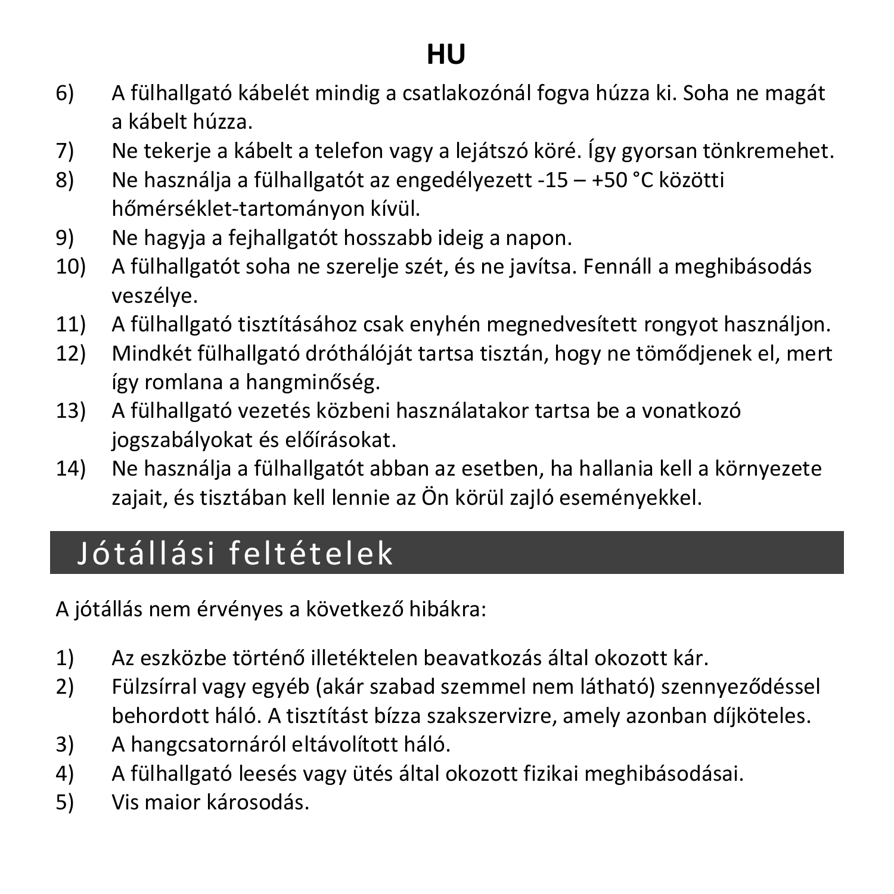6) A fülhallgató kábelét mindig a csatlakozónál fogva húzza ki. Soha ne magát a kábelt húzza.
7) Ne tekerje a kábelt a telefon vagy a lejátszó köré. Így gyorsan tönkremehet.
8) Ne használja a fülhallgatót az engedélyezett -15 – +50 °C közötti hőmérséklet-tartományon kívül.
9) Ne hagyja a fejhallgatót hosszabb ideig a napon.
10) A fülhallgatót soha ne szerelje szét, és ne javítsa. Fennáll a meghibásodás veszélye.
11) A fülhallgató tisztításához csak enyhén megnedvesített rongyot használjon.
12) Mindkét fülhallgató dróthálóját tartsa tisztán, hogy ne tömődjenek el, mert így romlana a hangminőség.
13) A fülhallgató vezetés közbeni használatakor tartsa be a vonatkozó jogszabályokat és előírásokat.
14) Ne használja a fülhallgatót abban az esetben, ha hallania kell a környezete zajait, és tisztában kell lennie az Ön körül zajló eseményekkel.

## Jótállási feltételek

A jótállás nem érvényes a következő hibákra:

1) Az eszközbe történő illetéktelen beavatkozás által okozott kár.
2) Fülzsírral vagy egyéb (akár szabad szemmel nem látható) szennyeződéssel behordott háló. A tisztítást bízza szakszervizre, amely azonban díjköteles.
3) A hangcsatornáról eltávolított háló.
4) A fülhallgató leesés vagy ütés által okozott fizikai meghibásodásai.
5) Vis maior károsodás.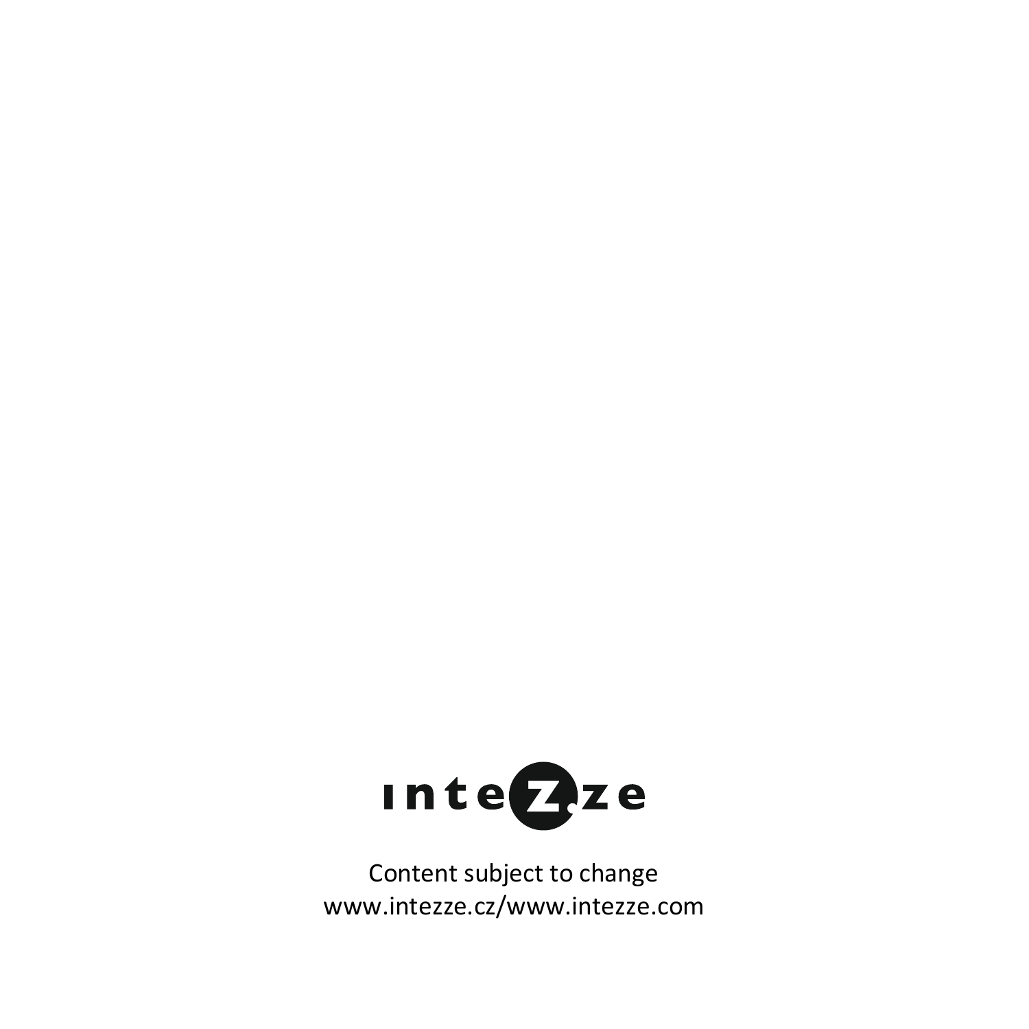intezze

Content subject to change
www.intezze.cz/www.intezze.com